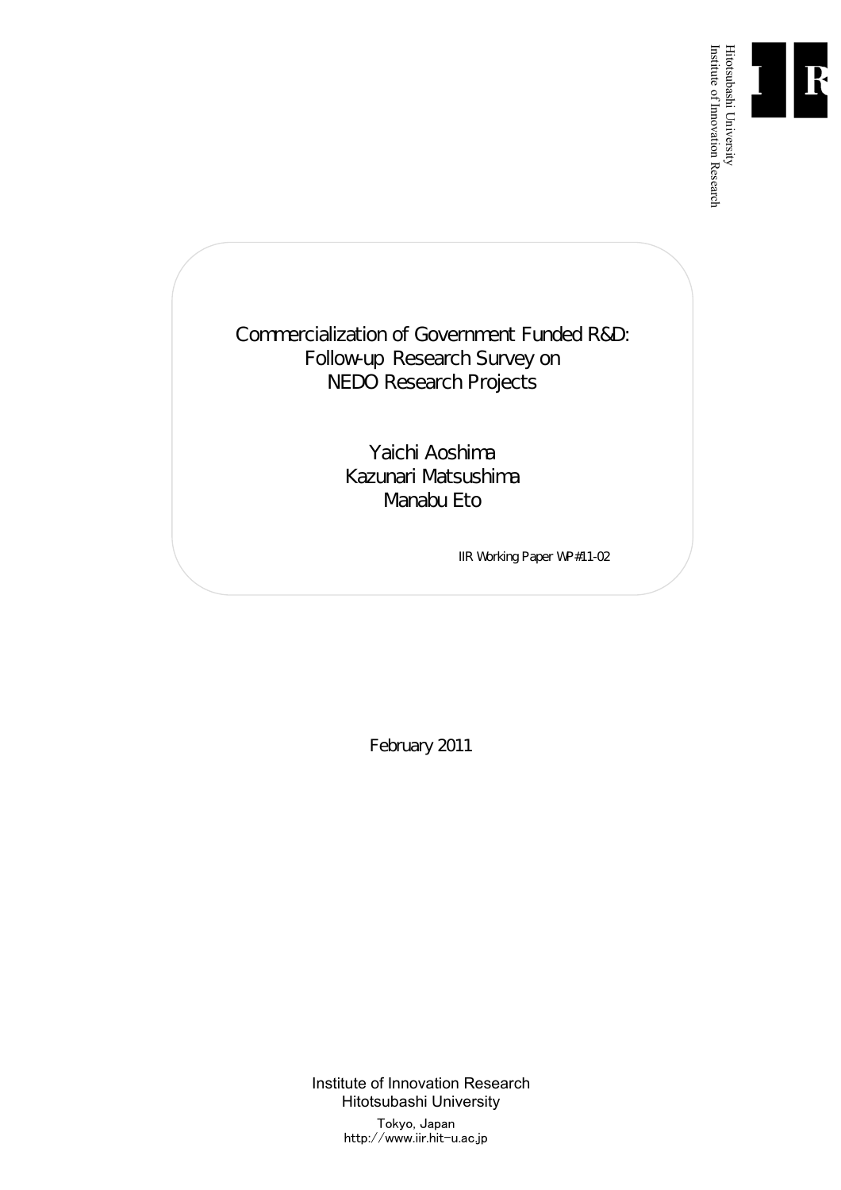Hitotsubashi University
Institute of Innovation Research

# Commercialization of Government Funded R&D: Follow-up Research Survey on NEDO Research Projects

Yaichi Aoshima
Kazunari Matsushima
Manabu Eto

IIR Working Paper WP#11-02

February 2011

Institute of Innovation Research
Hitotsubashi University
Tokyo, Japan
http://www.iir.hit-u.ac.jp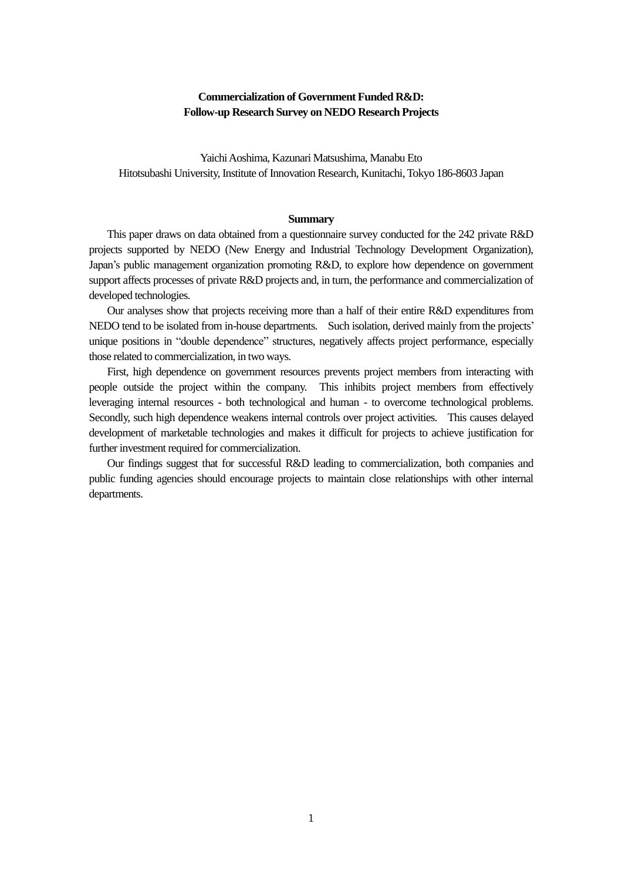**Commercialization of Government Funded R&D:**
**Follow-up Research Survey on NEDO Research Projects**

Yaichi Aoshima, Kazunari Matsushima, Manabu Eto
Hitotsubashi University, Institute of Innovation Research, Kunitachi, Tokyo 186-8603 Japan

### Summary

This paper draws on data obtained from a questionnaire survey conducted for the 242 private R&D projects supported by NEDO (New Energy and Industrial Technology Development Organization), Japan's public management organization promoting R&D, to explore how dependence on government support affects processes of private R&D projects and, in turn, the performance and commercialization of developed technologies.

Our analyses show that projects receiving more than a half of their entire R&D expenditures from NEDO tend to be isolated from in-house departments. Such isolation, derived mainly from the projects' unique positions in "double dependence" structures, negatively affects project performance, especially those related to commercialization, in two ways.

First, high dependence on government resources prevents project members from interacting with people outside the project within the company. This inhibits project members from effectively leveraging internal resources - both technological and human - to overcome technological problems. Secondly, such high dependence weakens internal controls over project activities. This causes delayed development of marketable technologies and makes it difficult for projects to achieve justification for further investment required for commercialization.

Our findings suggest that for successful R&D leading to commercialization, both companies and public funding agencies should encourage projects to maintain close relationships with other internal departments.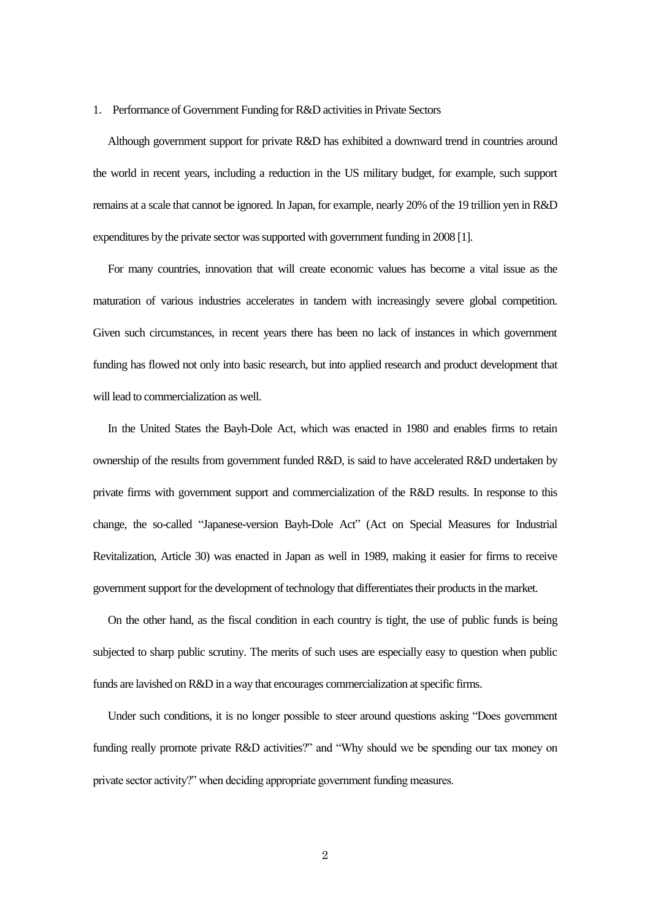## 1. Performance of Government Funding for R&D activities in Private Sectors

Although government support for private R&D has exhibited a downward trend in countries around the world in recent years, including a reduction in the US military budget, for example, such support remains at a scale that cannot be ignored. In Japan, for example, nearly 20% of the 19 trillion yen in R&D expenditures by the private sector was supported with government funding in 2008 [1].

For many countries, innovation that will create economic values has become a vital issue as the maturation of various industries accelerates in tandem with increasingly severe global competition. Given such circumstances, in recent years there has been no lack of instances in which government funding has flowed not only into basic research, but into applied research and product development that will lead to commercialization as well.

In the United States the Bayh-Dole Act, which was enacted in 1980 and enables firms to retain ownership of the results from government funded R&D, is said to have accelerated R&D undertaken by private firms with government support and commercialization of the R&D results. In response to this change, the so-called "Japanese-version Bayh-Dole Act" (Act on Special Measures for Industrial Revitalization, Article 30) was enacted in Japan as well in 1989, making it easier for firms to receive government support for the development of technology that differentiates their products in the market.

On the other hand, as the fiscal condition in each country is tight, the use of public funds is being subjected to sharp public scrutiny. The merits of such uses are especially easy to question when public funds are lavished on R&D in a way that encourages commercialization at specific firms.

Under such conditions, it is no longer possible to steer around questions asking "Does government funding really promote private R&D activities?" and "Why should we be spending our tax money on private sector activity?" when deciding appropriate government funding measures.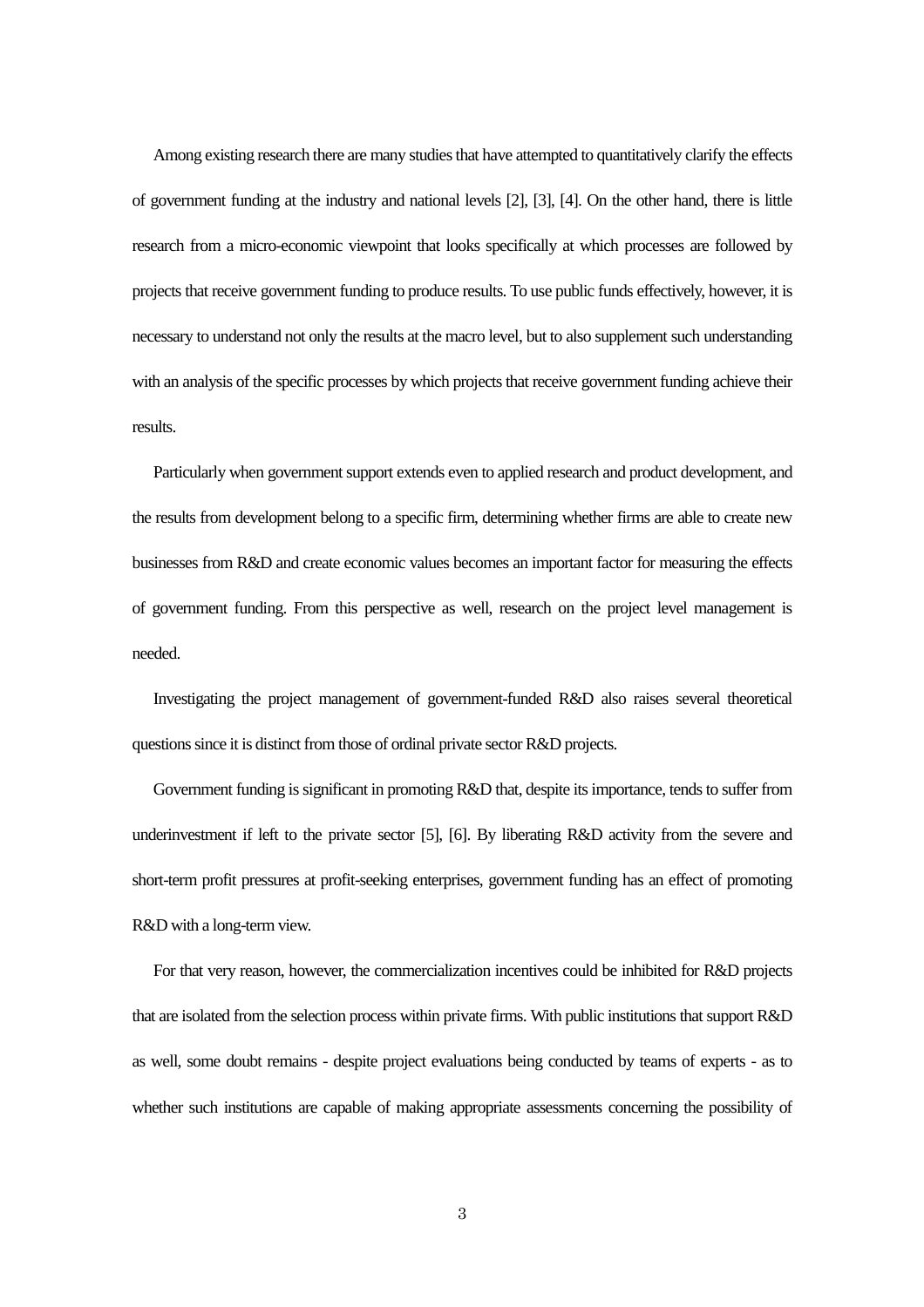Among existing research there are many studies that have attempted to quantitatively clarify the effects of government funding at the industry and national levels [2], [3], [4]. On the other hand, there is little research from a micro-economic viewpoint that looks specifically at which processes are followed by projects that receive government funding to produce results. To use public funds effectively, however, it is necessary to understand not only the results at the macro level, but to also supplement such understanding with an analysis of the specific processes by which projects that receive government funding achieve their results.

Particularly when government support extends even to applied research and product development, and the results from development belong to a specific firm, determining whether firms are able to create new businesses from R&D and create economic values becomes an important factor for measuring the effects of government funding. From this perspective as well, research on the project level management is needed.

Investigating the project management of government-funded R&D also raises several theoretical questions since it is distinct from those of ordinal private sector R&D projects.

Government funding is significant in promoting R&D that, despite its importance, tends to suffer from underinvestment if left to the private sector [5], [6]. By liberating R&D activity from the severe and short-term profit pressures at profit-seeking enterprises, government funding has an effect of promoting R&D with a long-term view.

For that very reason, however, the commercialization incentives could be inhibited for R&D projects that are isolated from the selection process within private firms. With public institutions that support R&D as well, some doubt remains - despite project evaluations being conducted by teams of experts - as to whether such institutions are capable of making appropriate assessments concerning the possibility of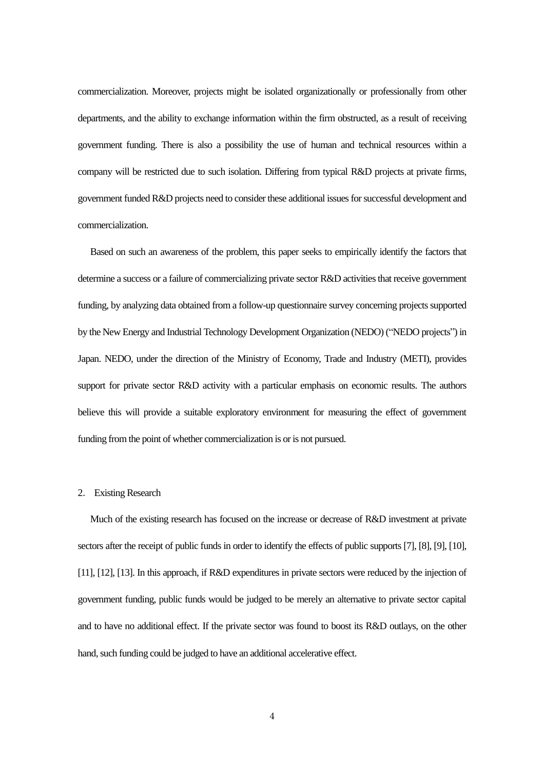commercialization. Moreover, projects might be isolated organizationally or professionally from other departments, and the ability to exchange information within the firm obstructed, as a result of receiving government funding. There is also a possibility the use of human and technical resources within a company will be restricted due to such isolation. Differing from typical R&D projects at private firms, government funded R&D projects need to consider these additional issues for successful development and commercialization.

Based on such an awareness of the problem, this paper seeks to empirically identify the factors that determine a success or a failure of commercializing private sector R&D activities that receive government funding, by analyzing data obtained from a follow-up questionnaire survey concerning projects supported by the New Energy and Industrial Technology Development Organization (NEDO) ("NEDO projects") in Japan. NEDO, under the direction of the Ministry of Economy, Trade and Industry (METI), provides support for private sector R&D activity with a particular emphasis on economic results. The authors believe this will provide a suitable exploratory environment for measuring the effect of government funding from the point of whether commercialization is or is not pursued.

## 2. Existing Research

Much of the existing research has focused on the increase or decrease of R&D investment at private sectors after the receipt of public funds in order to identify the effects of public supports [7], [8], [9], [10], [11], [12], [13]. In this approach, if R&D expenditures in private sectors were reduced by the injection of government funding, public funds would be judged to be merely an alternative to private sector capital and to have no additional effect. If the private sector was found to boost its R&D outlays, on the other hand, such funding could be judged to have an additional accelerative effect.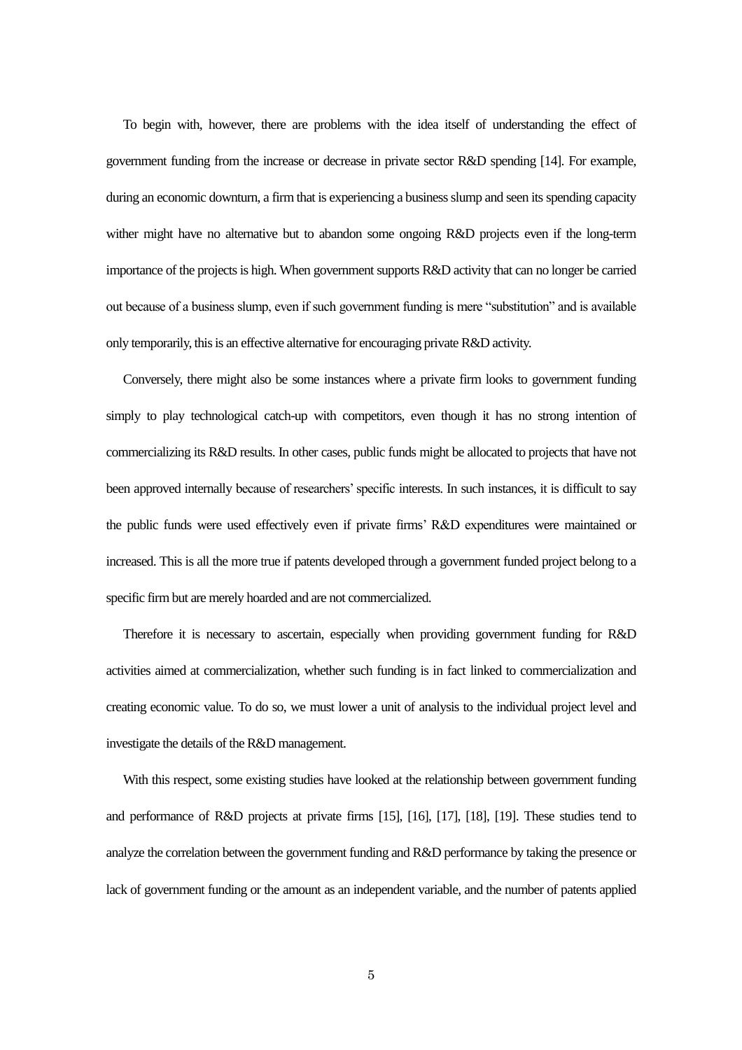To begin with, however, there are problems with the idea itself of understanding the effect of government funding from the increase or decrease in private sector R&D spending [14]. For example, during an economic downturn, a firm that is experiencing a business slump and seen its spending capacity wither might have no alternative but to abandon some ongoing R&D projects even if the long-term importance of the projects is high. When government supports R&D activity that can no longer be carried out because of a business slump, even if such government funding is mere "substitution" and is available only temporarily, this is an effective alternative for encouraging private R&D activity.

Conversely, there might also be some instances where a private firm looks to government funding simply to play technological catch-up with competitors, even though it has no strong intention of commercializing its R&D results. In other cases, public funds might be allocated to projects that have not been approved internally because of researchers' specific interests. In such instances, it is difficult to say the public funds were used effectively even if private firms' R&D expenditures were maintained or increased. This is all the more true if patents developed through a government funded project belong to a specific firm but are merely hoarded and are not commercialized.

Therefore it is necessary to ascertain, especially when providing government funding for R&D activities aimed at commercialization, whether such funding is in fact linked to commercialization and creating economic value. To do so, we must lower a unit of analysis to the individual project level and investigate the details of the R&D management.

With this respect, some existing studies have looked at the relationship between government funding and performance of R&D projects at private firms [15], [16], [17], [18], [19]. These studies tend to analyze the correlation between the government funding and R&D performance by taking the presence or lack of government funding or the amount as an independent variable, and the number of patents applied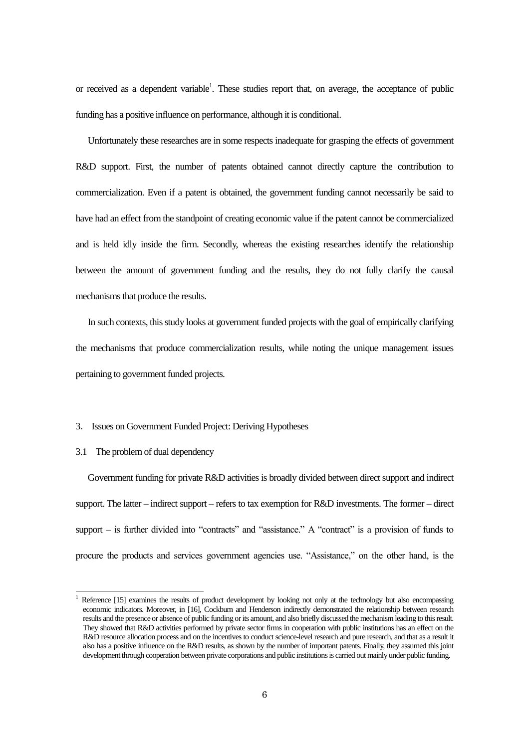or received as a dependent variable[1]. These studies report that, on average, the acceptance of public funding has a positive influence on performance, although it is conditional.

Unfortunately these researches are in some respects inadequate for grasping the effects of government R&D support. First, the number of patents obtained cannot directly capture the contribution to commercialization. Even if a patent is obtained, the government funding cannot necessarily be said to have had an effect from the standpoint of creating economic value if the patent cannot be commercialized and is held idly inside the firm. Secondly, whereas the existing researches identify the relationship between the amount of government funding and the results, they do not fully clarify the causal mechanisms that produce the results.

In such contexts, this study looks at government funded projects with the goal of empirically clarifying the mechanisms that produce commercialization results, while noting the unique management issues pertaining to government funded projects.

## 3. Issues on Government Funded Project: Deriving Hypotheses

### 3.1 The problem of dual dependency

Government funding for private R&D activities is broadly divided between direct support and indirect support. The latter – indirect support – refers to tax exemption for R&D investments. The former – direct support – is further divided into "contracts" and "assistance." A "contract" is a provision of funds to procure the products and services government agencies use. "Assistance," on the other hand, is the

[1] Reference [15] examines the results of product development by looking not only at the technology but also encompassing economic indicators. Moreover, in [16], Cockburn and Henderson indirectly demonstrated the relationship between research results and the presence or absence of public funding or its amount, and also briefly discussed the mechanism leading to this result. They showed that R&D activities performed by private sector firms in cooperation with public institutions has an effect on the R&D resource allocation process and on the incentives to conduct science-level research and pure research, and that as a result it also has a positive influence on the R&D results, as shown by the number of important patents. Finally, they assumed this joint development through cooperation between private corporations and public institutions is carried out mainly under public funding.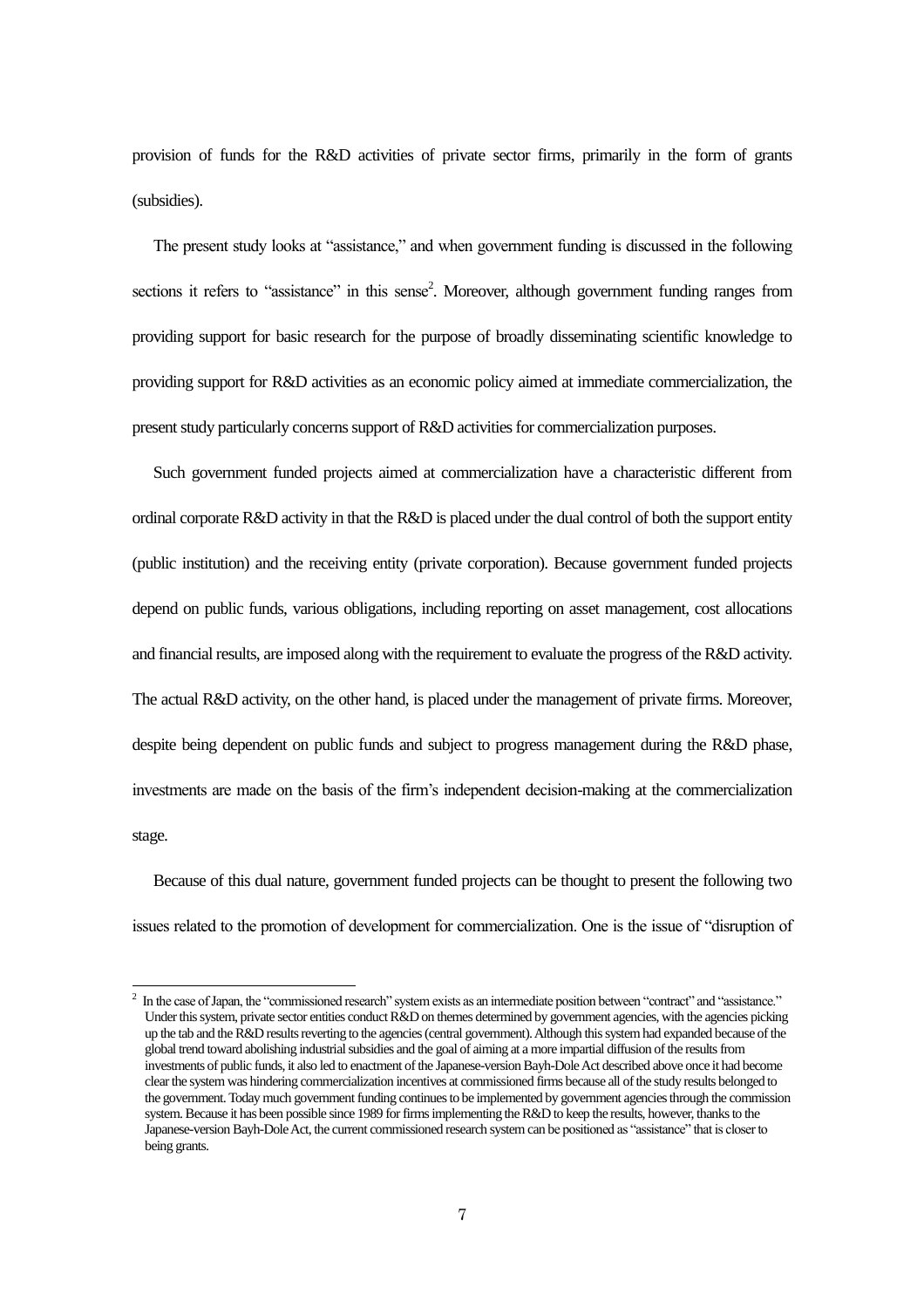provision of funds for the R&D activities of private sector firms, primarily in the form of grants (subsidies).

The present study looks at "assistance," and when government funding is discussed in the following sections it refers to "assistance" in this sense[2]. Moreover, although government funding ranges from providing support for basic research for the purpose of broadly disseminating scientific knowledge to providing support for R&D activities as an economic policy aimed at immediate commercialization, the present study particularly concerns support of R&D activities for commercialization purposes.

Such government funded projects aimed at commercialization have a characteristic different from ordinal corporate R&D activity in that the R&D is placed under the dual control of both the support entity (public institution) and the receiving entity (private corporation). Because government funded projects depend on public funds, various obligations, including reporting on asset management, cost allocations and financial results, are imposed along with the requirement to evaluate the progress of the R&D activity. The actual R&D activity, on the other hand, is placed under the management of private firms. Moreover, despite being dependent on public funds and subject to progress management during the R&D phase, investments are made on the basis of the firm's independent decision-making at the commercialization stage.

Because of this dual nature, government funded projects can be thought to present the following two issues related to the promotion of development for commercialization. One is the issue of "disruption of

[2] In the case of Japan, the "commissioned research" system exists as an intermediate position between "contract" and "assistance." Under this system, private sector entities conduct R&D on themes determined by government agencies, with the agencies picking up the tab and the R&D results reverting to the agencies (central government). Although this system had expanded because of the global trend toward abolishing industrial subsidies and the goal of aiming at a more impartial diffusion of the results from investments of public funds, it also led to enactment of the Japanese-version Bayh-Dole Act described above once it had become clear the system was hindering commercialization incentives at commissioned firms because all of the study results belonged to the government. Today much government funding continues to be implemented by government agencies through the commission system. Because it has been possible since 1989 for firms implementing the R&D to keep the results, however, thanks to the Japanese-version Bayh-Dole Act, the current commissioned research system can be positioned as "assistance" that is closer to being grants.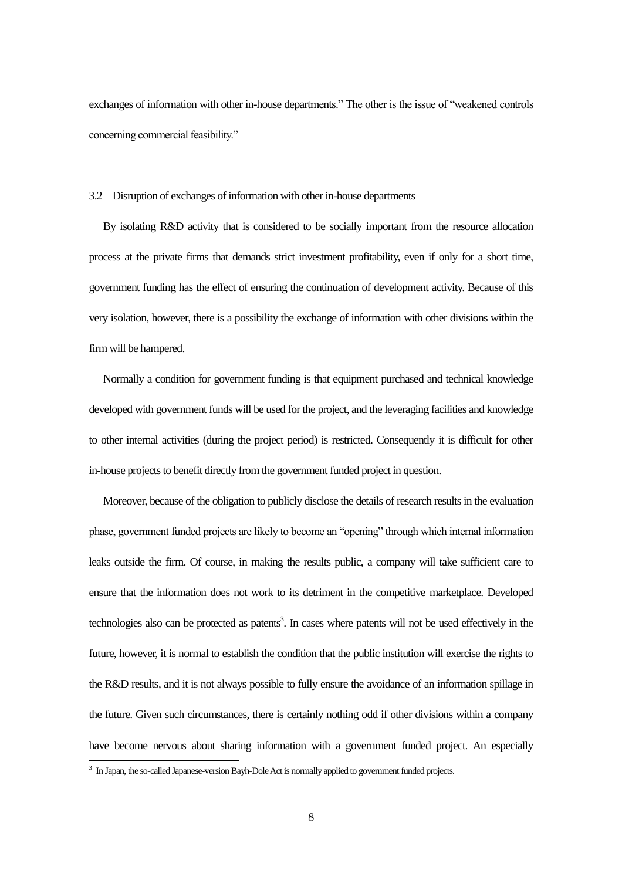exchanges of information with other in-house departments." The other is the issue of "weakened controls concerning commercial feasibility."

### 3.2 Disruption of exchanges of information with other in-house departments

By isolating R&D activity that is considered to be socially important from the resource allocation process at the private firms that demands strict investment profitability, even if only for a short time, government funding has the effect of ensuring the continuation of development activity. Because of this very isolation, however, there is a possibility the exchange of information with other divisions within the firm will be hampered.

Normally a condition for government funding is that equipment purchased and technical knowledge developed with government funds will be used for the project, and the leveraging facilities and knowledge to other internal activities (during the project period) is restricted. Consequently it is difficult for other in-house projects to benefit directly from the government funded project in question.

Moreover, because of the obligation to publicly disclose the details of research results in the evaluation phase, government funded projects are likely to become an "opening" through which internal information leaks outside the firm. Of course, in making the results public, a company will take sufficient care to ensure that the information does not work to its detriment in the competitive marketplace. Developed technologies also can be protected as patents[3]. In cases where patents will not be used effectively in the future, however, it is normal to establish the condition that the public institution will exercise the rights to the R&D results, and it is not always possible to fully ensure the avoidance of an information spillage in the future. Given such circumstances, there is certainly nothing odd if other divisions within a company have become nervous about sharing information with a government funded project. An especially

[3] In Japan, the so-called Japanese-version Bayh-Dole Act is normally applied to government funded projects.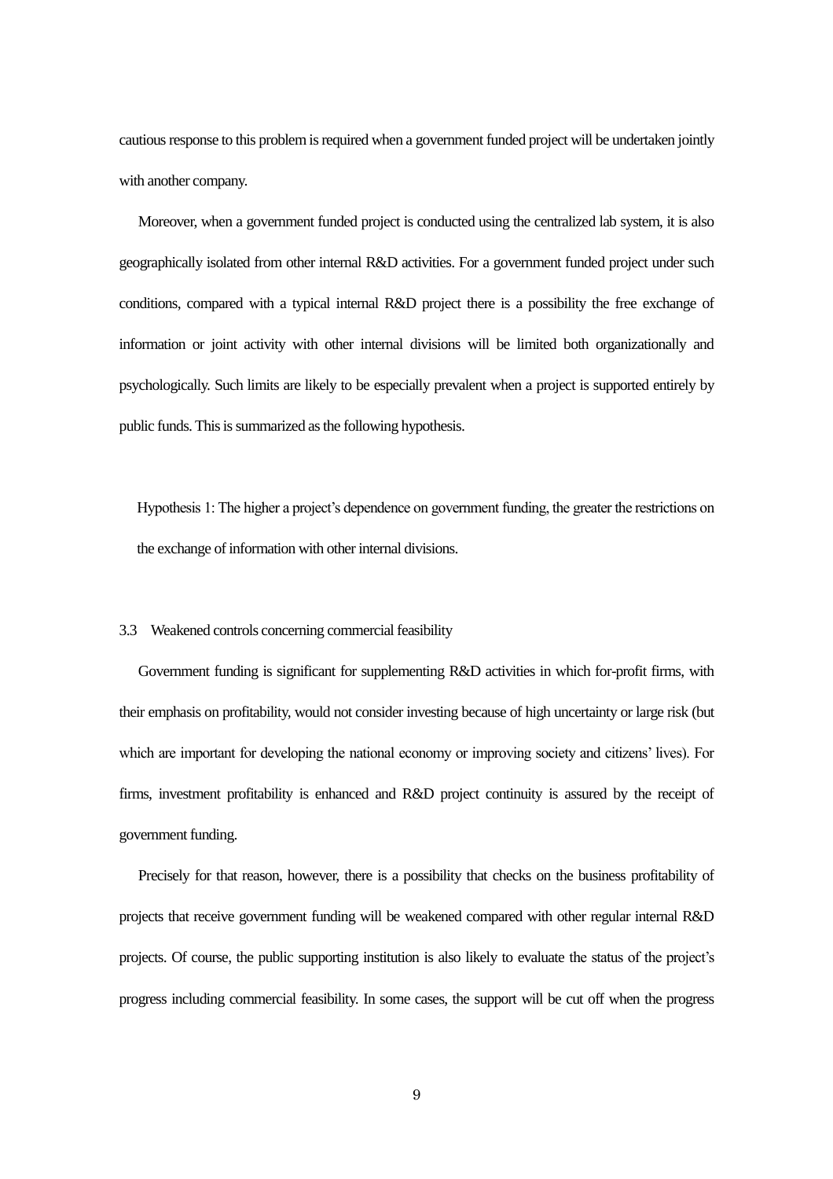cautious response to this problem is required when a government funded project will be undertaken jointly with another company.

Moreover, when a government funded project is conducted using the centralized lab system, it is also geographically isolated from other internal R&D activities. For a government funded project under such conditions, compared with a typical internal R&D project there is a possibility the free exchange of information or joint activity with other internal divisions will be limited both organizationally and psychologically. Such limits are likely to be especially prevalent when a project is supported entirely by public funds. This is summarized as the following hypothesis.

Hypothesis 1: The higher a project's dependence on government funding, the greater the restrictions on the exchange of information with other internal divisions.

### 3.3 Weakened controls concerning commercial feasibility

Government funding is significant for supplementing R&D activities in which for-profit firms, with their emphasis on profitability, would not consider investing because of high uncertainty or large risk (but which are important for developing the national economy or improving society and citizens' lives). For firms, investment profitability is enhanced and R&D project continuity is assured by the receipt of government funding.

Precisely for that reason, however, there is a possibility that checks on the business profitability of projects that receive government funding will be weakened compared with other regular internal R&D projects. Of course, the public supporting institution is also likely to evaluate the status of the project's progress including commercial feasibility. In some cases, the support will be cut off when the progress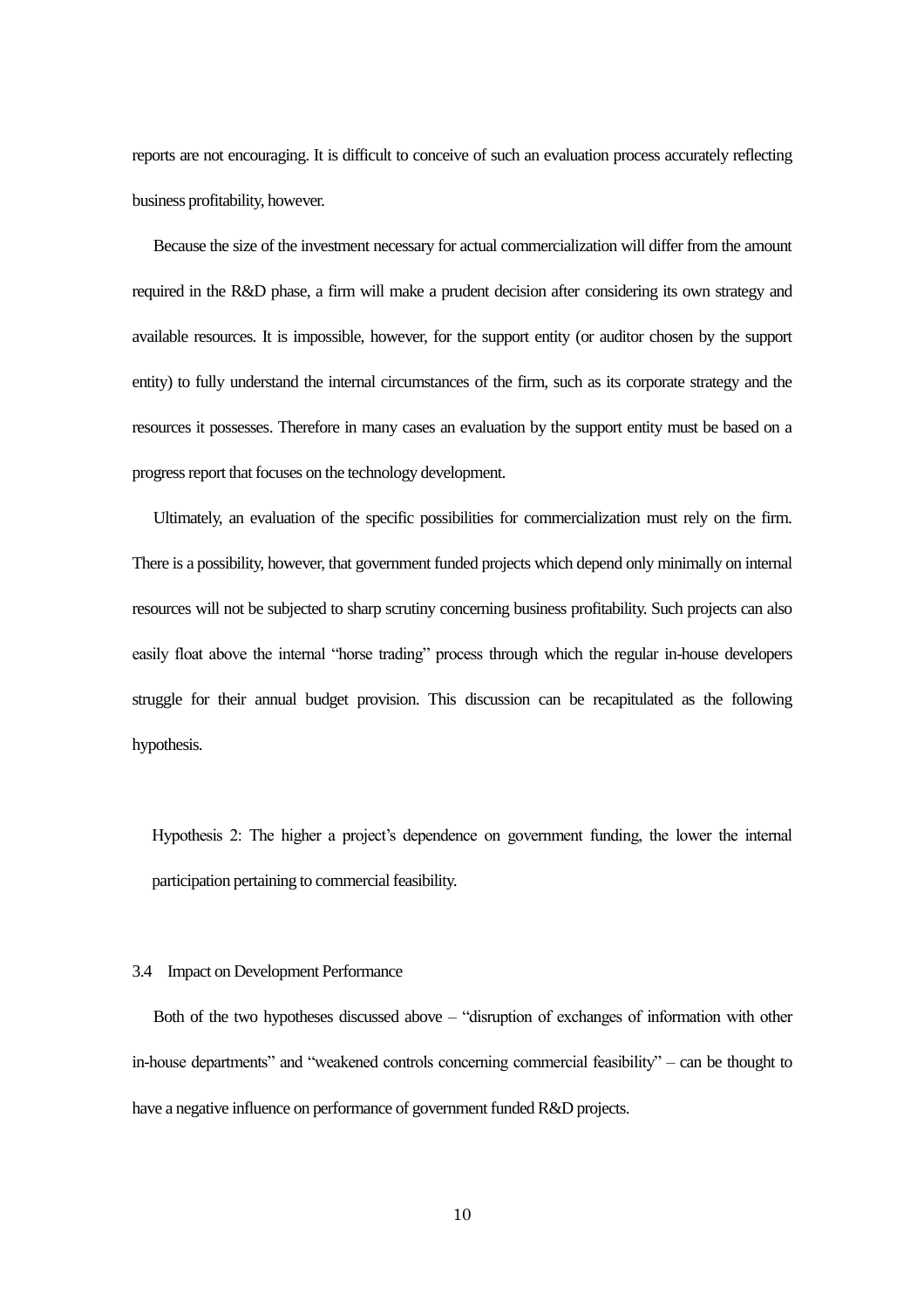reports are not encouraging. It is difficult to conceive of such an evaluation process accurately reflecting business profitability, however.

Because the size of the investment necessary for actual commercialization will differ from the amount required in the R&D phase, a firm will make a prudent decision after considering its own strategy and available resources. It is impossible, however, for the support entity (or auditor chosen by the support entity) to fully understand the internal circumstances of the firm, such as its corporate strategy and the resources it possesses. Therefore in many cases an evaluation by the support entity must be based on a progress report that focuses on the technology development.

Ultimately, an evaluation of the specific possibilities for commercialization must rely on the firm. There is a possibility, however, that government funded projects which depend only minimally on internal resources will not be subjected to sharp scrutiny concerning business profitability. Such projects can also easily float above the internal "horse trading" process through which the regular in-house developers struggle for their annual budget provision. This discussion can be recapitulated as the following hypothesis.

> Hypothesis 2: The higher a project's dependence on government funding, the lower the internal participation pertaining to commercial feasibility.

### 3.4 Impact on Development Performance

Both of the two hypotheses discussed above – "disruption of exchanges of information with other in-house departments" and "weakened controls concerning commercial feasibility" – can be thought to have a negative influence on performance of government funded R&D projects.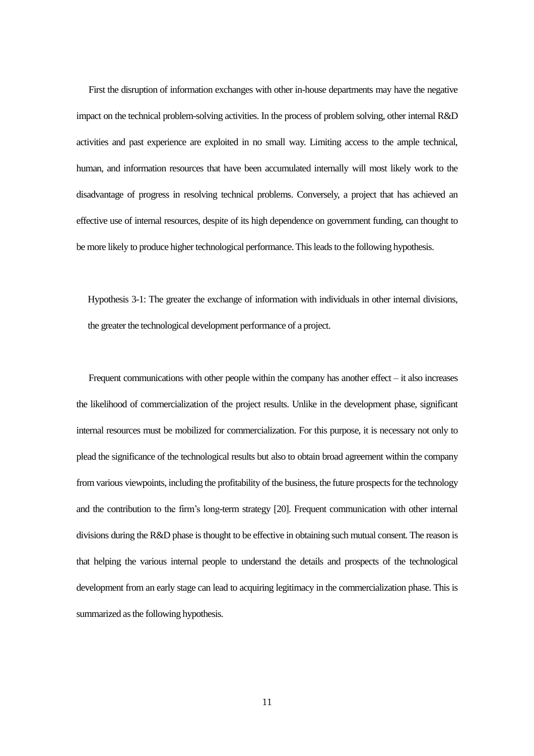First the disruption of information exchanges with other in-house departments may have the negative impact on the technical problem-solving activities. In the process of problem solving, other internal R&D activities and past experience are exploited in no small way. Limiting access to the ample technical, human, and information resources that have been accumulated internally will most likely work to the disadvantage of progress in resolving technical problems. Conversely, a project that has achieved an effective use of internal resources, despite of its high dependence on government funding, can thought to be more likely to produce higher technological performance. This leads to the following hypothesis.

Hypothesis 3-1: The greater the exchange of information with individuals in other internal divisions, the greater the technological development performance of a project.

Frequent communications with other people within the company has another effect – it also increases the likelihood of commercialization of the project results. Unlike in the development phase, significant internal resources must be mobilized for commercialization. For this purpose, it is necessary not only to plead the significance of the technological results but also to obtain broad agreement within the company from various viewpoints, including the profitability of the business, the future prospects for the technology and the contribution to the firm's long-term strategy [20]. Frequent communication with other internal divisions during the R&D phase is thought to be effective in obtaining such mutual consent. The reason is that helping the various internal people to understand the details and prospects of the technological development from an early stage can lead to acquiring legitimacy in the commercialization phase. This is summarized as the following hypothesis.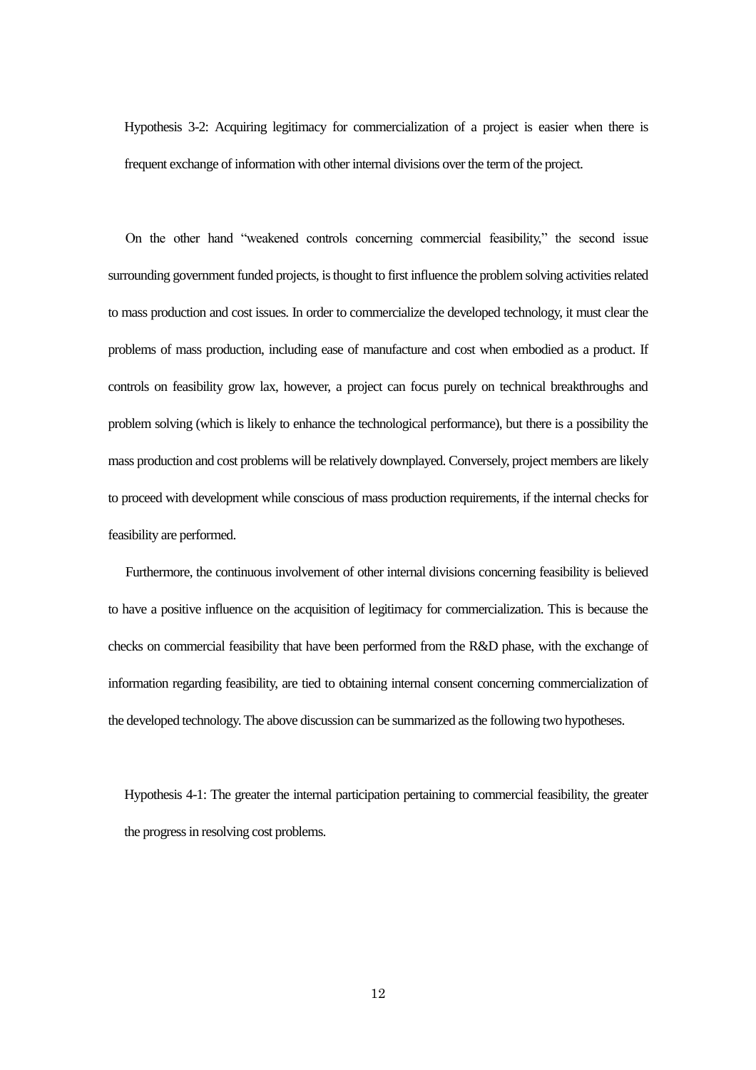Hypothesis 3-2: Acquiring legitimacy for commercialization of a project is easier when there is frequent exchange of information with other internal divisions over the term of the project.

On the other hand "weakened controls concerning commercial feasibility," the second issue surrounding government funded projects, is thought to first influence the problem solving activities related to mass production and cost issues. In order to commercialize the developed technology, it must clear the problems of mass production, including ease of manufacture and cost when embodied as a product. If controls on feasibility grow lax, however, a project can focus purely on technical breakthroughs and problem solving (which is likely to enhance the technological performance), but there is a possibility the mass production and cost problems will be relatively downplayed. Conversely, project members are likely to proceed with development while conscious of mass production requirements, if the internal checks for feasibility are performed.

Furthermore, the continuous involvement of other internal divisions concerning feasibility is believed to have a positive influence on the acquisition of legitimacy for commercialization. This is because the checks on commercial feasibility that have been performed from the R&D phase, with the exchange of information regarding feasibility, are tied to obtaining internal consent concerning commercialization of the developed technology. The above discussion can be summarized as the following two hypotheses.

Hypothesis 4-1: The greater the internal participation pertaining to commercial feasibility, the greater the progress in resolving cost problems.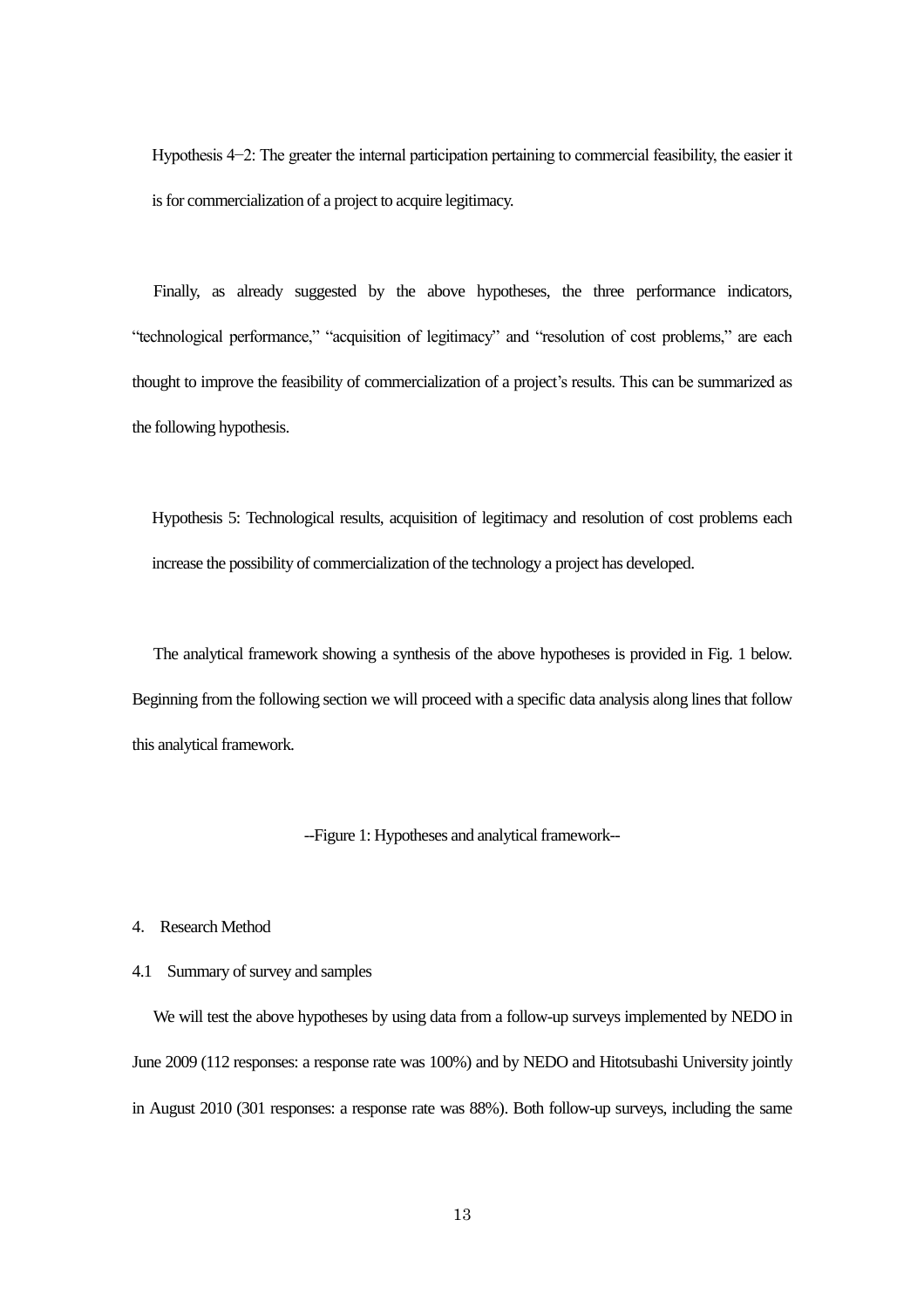Hypothesis 4−2: The greater the internal participation pertaining to commercial feasibility, the easier it is for commercialization of a project to acquire legitimacy.

Finally, as already suggested by the above hypotheses, the three performance indicators, “technological performance,” “acquisition of legitimacy” and “resolution of cost problems,” are each thought to improve the feasibility of commercialization of a project’s results. This can be summarized as the following hypothesis.

Hypothesis 5: Technological results, acquisition of legitimacy and resolution of cost problems each increase the possibility of commercialization of the technology a project has developed.

The analytical framework showing a synthesis of the above hypotheses is provided in Fig. 1 below. Beginning from the following section we will proceed with a specific data analysis along lines that follow this analytical framework.

--Figure 1: Hypotheses and analytical framework--

## 4. Research Method

### 4.1 Summary of survey and samples

We will test the above hypotheses by using data from a follow-up surveys implemented by NEDO in June 2009 (112 responses: a response rate was 100%) and by NEDO and Hitotsubashi University jointly in August 2010 (301 responses: a response rate was 88%). Both follow-up surveys, including the same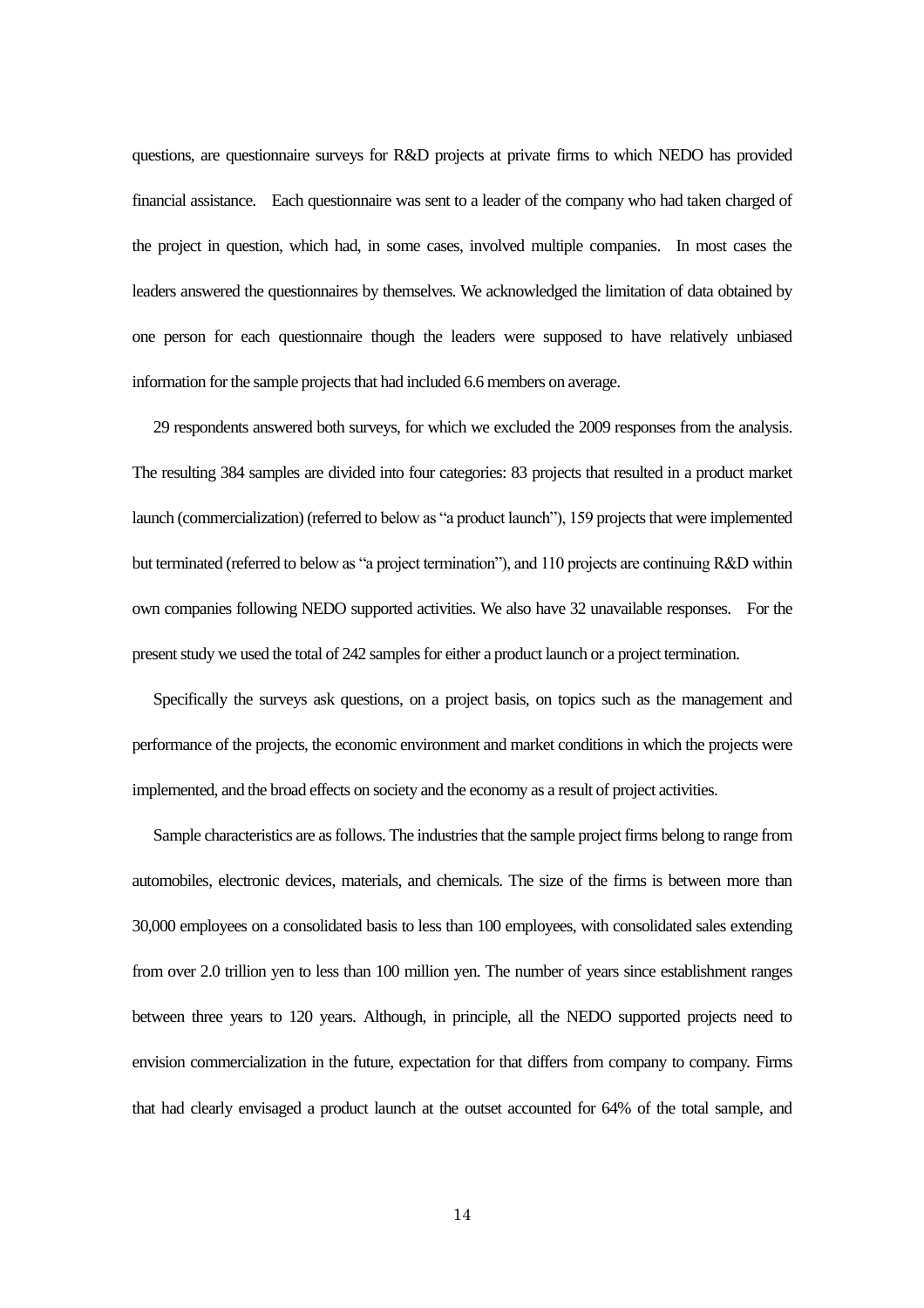questions, are questionnaire surveys for R&D projects at private firms to which NEDO has provided financial assistance. Each questionnaire was sent to a leader of the company who had taken charged of the project in question, which had, in some cases, involved multiple companies. In most cases the leaders answered the questionnaires by themselves. We acknowledged the limitation of data obtained by one person for each questionnaire though the leaders were supposed to have relatively unbiased information for the sample projects that had included 6.6 members on average.

29 respondents answered both surveys, for which we excluded the 2009 responses from the analysis. The resulting 384 samples are divided into four categories: 83 projects that resulted in a product market launch (commercialization) (referred to below as "a product launch"), 159 projects that were implemented but terminated (referred to below as "a project termination"), and 110 projects are continuing R&D within own companies following NEDO supported activities. We also have 32 unavailable responses. For the present study we used the total of 242 samples for either a product launch or a project termination.

Specifically the surveys ask questions, on a project basis, on topics such as the management and performance of the projects, the economic environment and market conditions in which the projects were implemented, and the broad effects on society and the economy as a result of project activities.

Sample characteristics are as follows. The industries that the sample project firms belong to range from automobiles, electronic devices, materials, and chemicals. The size of the firms is between more than 30,000 employees on a consolidated basis to less than 100 employees, with consolidated sales extending from over 2.0 trillion yen to less than 100 million yen. The number of years since establishment ranges between three years to 120 years. Although, in principle, all the NEDO supported projects need to envision commercialization in the future, expectation for that differs from company to company. Firms that had clearly envisaged a product launch at the outset accounted for 64% of the total sample, and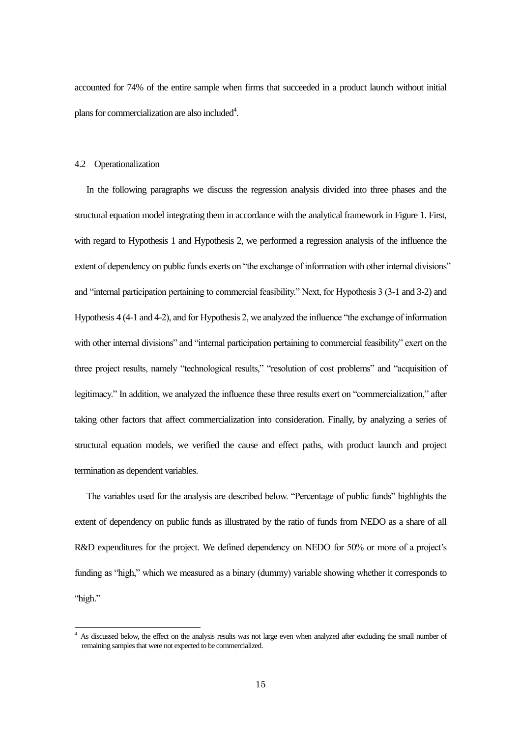accounted for 74% of the entire sample when firms that succeeded in a product launch without initial plans for commercialization are also included[4].

### 4.2 Operationalization

In the following paragraphs we discuss the regression analysis divided into three phases and the structural equation model integrating them in accordance with the analytical framework in Figure 1. First, with regard to Hypothesis 1 and Hypothesis 2, we performed a regression analysis of the influence the extent of dependency on public funds exerts on "the exchange of information with other internal divisions" and "internal participation pertaining to commercial feasibility." Next, for Hypothesis 3 (3-1 and 3-2) and Hypothesis 4 (4-1 and 4-2), and for Hypothesis 2, we analyzed the influence "the exchange of information with other internal divisions" and "internal participation pertaining to commercial feasibility" exert on the three project results, namely "technological results," "resolution of cost problems" and "acquisition of legitimacy." In addition, we analyzed the influence these three results exert on "commercialization," after taking other factors that affect commercialization into consideration. Finally, by analyzing a series of structural equation models, we verified the cause and effect paths, with product launch and project termination as dependent variables.

The variables used for the analysis are described below. "Percentage of public funds" highlights the extent of dependency on public funds as illustrated by the ratio of funds from NEDO as a share of all R&D expenditures for the project. We defined dependency on NEDO for 50% or more of a project's funding as "high," which we measured as a binary (dummy) variable showing whether it corresponds to "high."

---

[4] As discussed below, the effect on the analysis results was not large even when analyzed after excluding the small number of remaining samples that were not expected to be commercialized.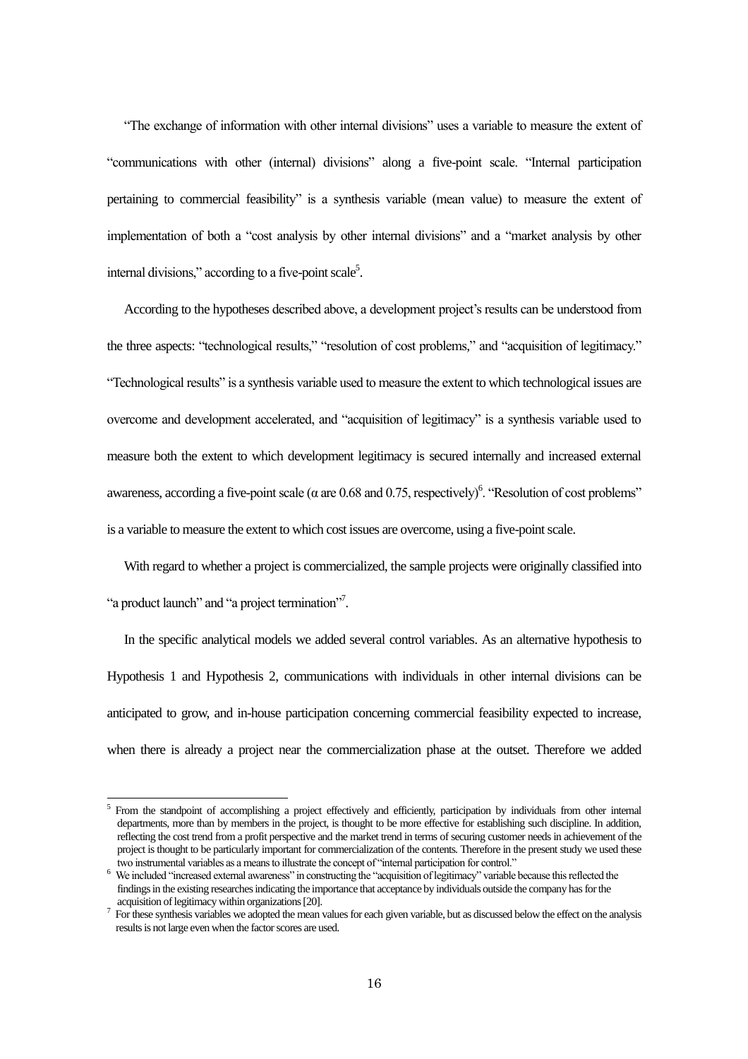"The exchange of information with other internal divisions" uses a variable to measure the extent of "communications with other (internal) divisions" along a five-point scale. "Internal participation pertaining to commercial feasibility" is a synthesis variable (mean value) to measure the extent of implementation of both a "cost analysis by other internal divisions" and a "market analysis by other internal divisions," according to a five-point scale[5].

According to the hypotheses described above, a development project's results can be understood from the three aspects: "technological results," "resolution of cost problems," and "acquisition of legitimacy." "Technological results" is a synthesis variable used to measure the extent to which technological issues are overcome and development accelerated, and "acquisition of legitimacy" is a synthesis variable used to measure both the extent to which development legitimacy is secured internally and increased external awareness, according a five-point scale ($\alpha$ are 0.68 and 0.75, respectively)[6]. "Resolution of cost problems" is a variable to measure the extent to which cost issues are overcome, using a five-point scale.

With regard to whether a project is commercialized, the sample projects were originally classified into "a product launch" and "a project termination"[7].

In the specific analytical models we added several control variables. As an alternative hypothesis to Hypothesis 1 and Hypothesis 2, communications with individuals in other internal divisions can be anticipated to grow, and in-house participation concerning commercial feasibility expected to increase, when there is already a project near the commercialization phase at the outset. Therefore we added

---

[5] From the standpoint of accomplishing a project effectively and efficiently, participation by individuals from other internal departments, more than by members in the project, is thought to be more effective for establishing such discipline. In addition, reflecting the cost trend from a profit perspective and the market trend in terms of securing customer needs in achievement of the project is thought to be particularly important for commercialization of the contents. Therefore in the present study we used these two instrumental variables as a means to illustrate the concept of "internal participation for control."

[6] We included "increased external awareness" in constructing the "acquisition of legitimacy" variable because this reflected the findings in the existing researches indicating the importance that acceptance by individuals outside the company has for the acquisition of legitimacy within organizations [20].

[7] For these synthesis variables we adopted the mean values for each given variable, but as discussed below the effect on the analysis results is not large even when the factor scores are used.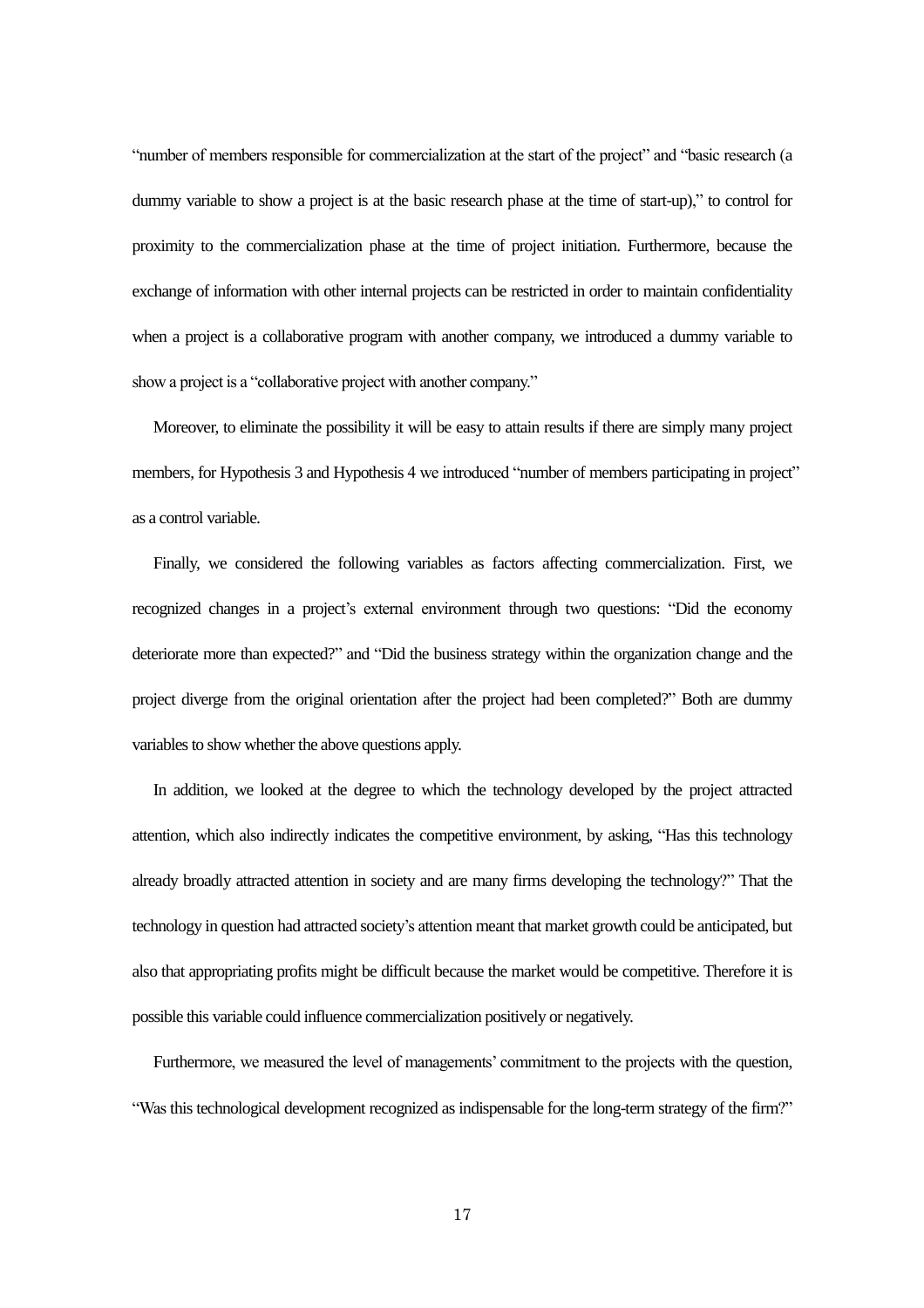"number of members responsible for commercialization at the start of the project" and "basic research (a dummy variable to show a project is at the basic research phase at the time of start-up)," to control for proximity to the commercialization phase at the time of project initiation. Furthermore, because the exchange of information with other internal projects can be restricted in order to maintain confidentiality when a project is a collaborative program with another company, we introduced a dummy variable to show a project is a "collaborative project with another company."

Moreover, to eliminate the possibility it will be easy to attain results if there are simply many project members, for Hypothesis 3 and Hypothesis 4 we introduced "number of members participating in project" as a control variable.

Finally, we considered the following variables as factors affecting commercialization. First, we recognized changes in a project's external environment through two questions: "Did the economy deteriorate more than expected?" and "Did the business strategy within the organization change and the project diverge from the original orientation after the project had been completed?" Both are dummy variables to show whether the above questions apply.

In addition, we looked at the degree to which the technology developed by the project attracted attention, which also indirectly indicates the competitive environment, by asking, "Has this technology already broadly attracted attention in society and are many firms developing the technology?" That the technology in question had attracted society's attention meant that market growth could be anticipated, but also that appropriating profits might be difficult because the market would be competitive. Therefore it is possible this variable could influence commercialization positively or negatively.

Furthermore, we measured the level of managements' commitment to the projects with the question, "Was this technological development recognized as indispensable for the long-term strategy of the firm?"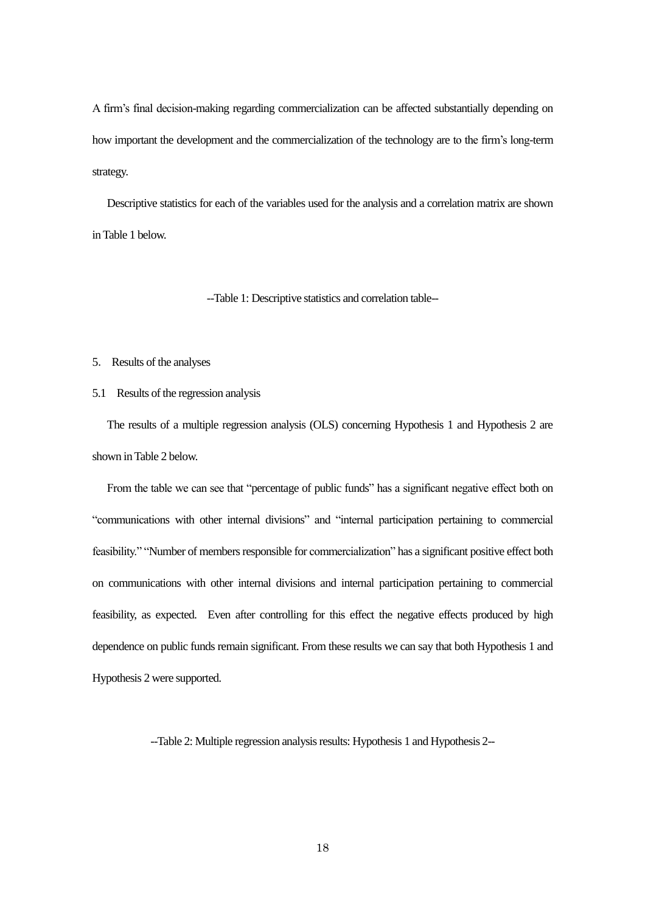A firm's final decision-making regarding commercialization can be affected substantially depending on how important the development and the commercialization of the technology are to the firm's long-term strategy.

Descriptive statistics for each of the variables used for the analysis and a correlation matrix are shown in Table 1 below.

--Table 1: Descriptive statistics and correlation table--

## 5. Results of the analyses

### 5.1 Results of the regression analysis

The results of a multiple regression analysis (OLS) concerning Hypothesis 1 and Hypothesis 2 are shown in Table 2 below.

From the table we can see that "percentage of public funds" has a significant negative effect both on "communications with other internal divisions" and "internal participation pertaining to commercial feasibility." "Number of members responsible for commercialization" has a significant positive effect both on communications with other internal divisions and internal participation pertaining to commercial feasibility, as expected. Even after controlling for this effect the negative effects produced by high dependence on public funds remain significant. From these results we can say that both Hypothesis 1 and Hypothesis 2 were supported.

--Table 2: Multiple regression analysis results: Hypothesis 1 and Hypothesis 2--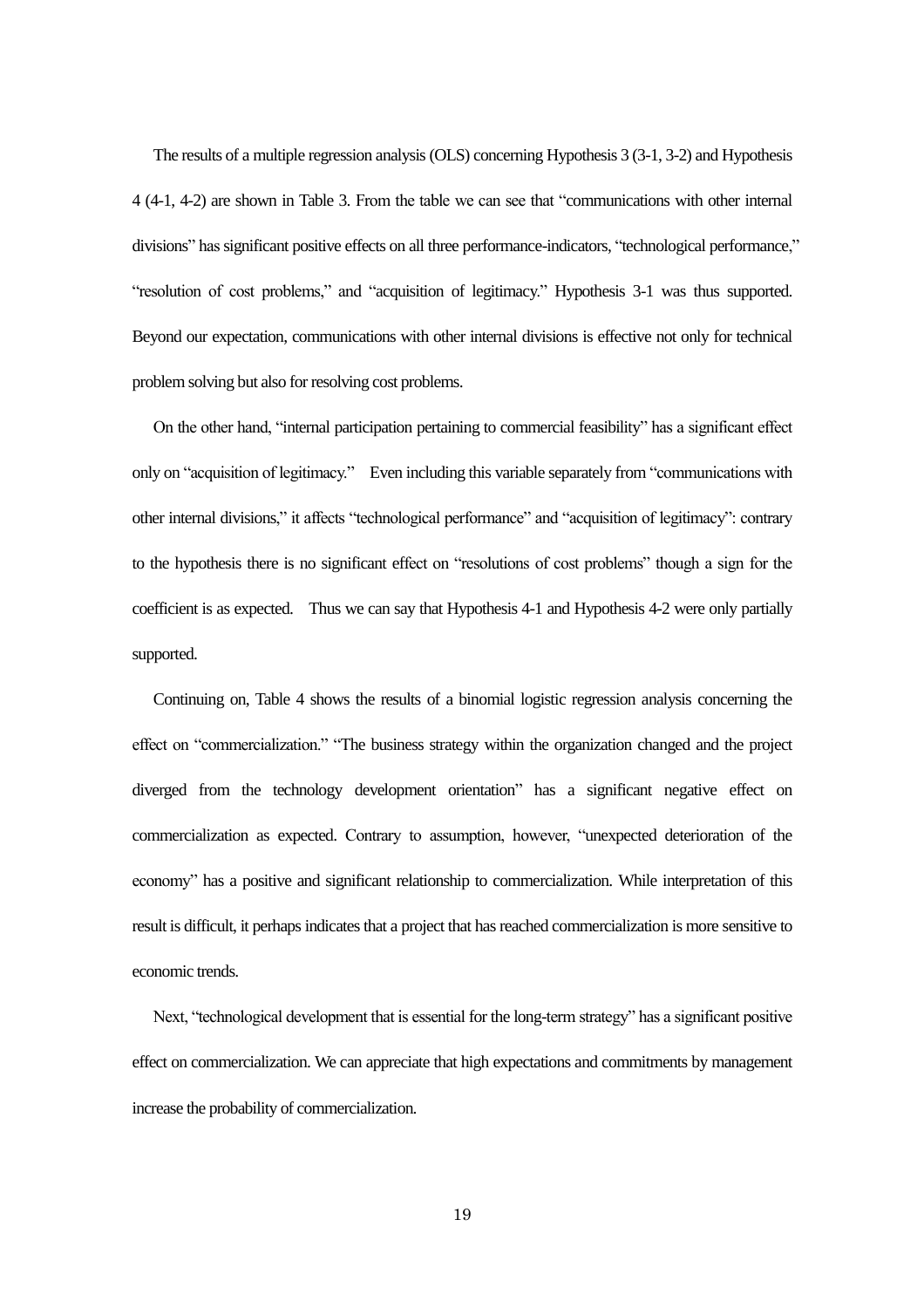The results of a multiple regression analysis (OLS) concerning Hypothesis 3 (3-1, 3-2) and Hypothesis 4 (4-1, 4-2) are shown in Table 3. From the table we can see that "communications with other internal divisions" has significant positive effects on all three performance-indicators, "technological performance," "resolution of cost problems," and "acquisition of legitimacy." Hypothesis 3-1 was thus supported. Beyond our expectation, communications with other internal divisions is effective not only for technical problem solving but also for resolving cost problems.

On the other hand, "internal participation pertaining to commercial feasibility" has a significant effect only on "acquisition of legitimacy." Even including this variable separately from "communications with other internal divisions," it affects "technological performance" and "acquisition of legitimacy": contrary to the hypothesis there is no significant effect on "resolutions of cost problems" though a sign for the coefficient is as expected. Thus we can say that Hypothesis 4-1 and Hypothesis 4-2 were only partially supported.

Continuing on, Table 4 shows the results of a binomial logistic regression analysis concerning the effect on "commercialization." "The business strategy within the organization changed and the project diverged from the technology development orientation" has a significant negative effect on commercialization as expected. Contrary to assumption, however, "unexpected deterioration of the economy" has a positive and significant relationship to commercialization. While interpretation of this result is difficult, it perhaps indicates that a project that has reached commercialization is more sensitive to economic trends.

Next, "technological development that is essential for the long-term strategy" has a significant positive effect on commercialization. We can appreciate that high expectations and commitments by management increase the probability of commercialization.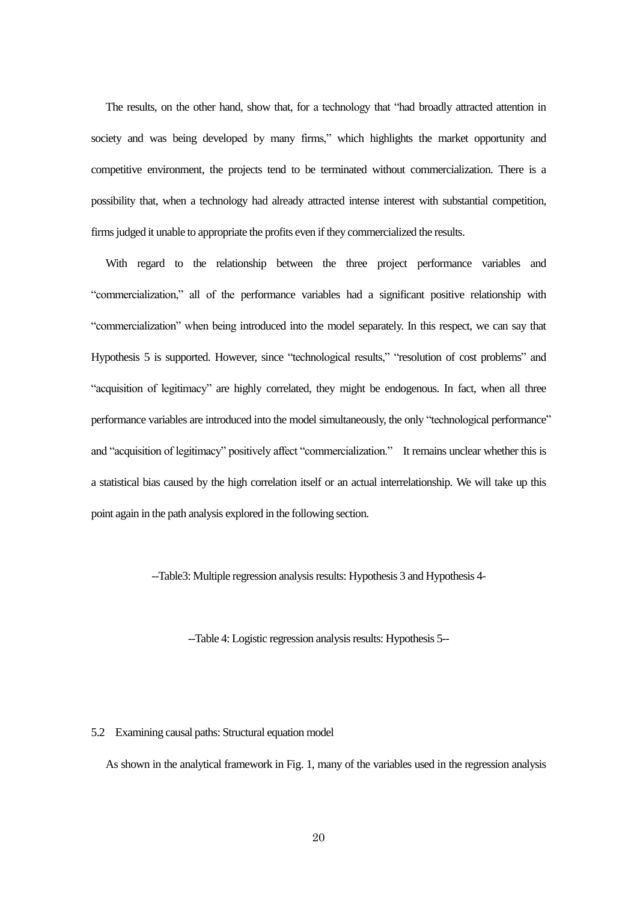The results, on the other hand, show that, for a technology that "had broadly attracted attention in society and was being developed by many firms," which highlights the market opportunity and competitive environment, the projects tend to be terminated without commercialization. There is a possibility that, when a technology had already attracted intense interest with substantial competition, firms judged it unable to appropriate the profits even if they commercialized the results.

With regard to the relationship between the three project performance variables and "commercialization," all of the performance variables had a significant positive relationship with "commercialization" when being introduced into the model separately. In this respect, we can say that Hypothesis 5 is supported. However, since "technological results," "resolution of cost problems" and "acquisition of legitimacy" are highly correlated, they might be endogenous. In fact, when all three performance variables are introduced into the model simultaneously, the only "technological performance" and "acquisition of legitimacy" positively affect "commercialization."  It remains unclear whether this is a statistical bias caused by the high correlation itself or an actual interrelationship. We will take up this point again in the path analysis explored in the following section.

--Table3: Multiple regression analysis results: Hypothesis 3 and Hypothesis 4-

--Table 4: Logistic regression analysis results: Hypothesis 5--

### 5.2 Examining causal paths: Structural equation model

As shown in the analytical framework in Fig. 1, many of the variables used in the regression analysis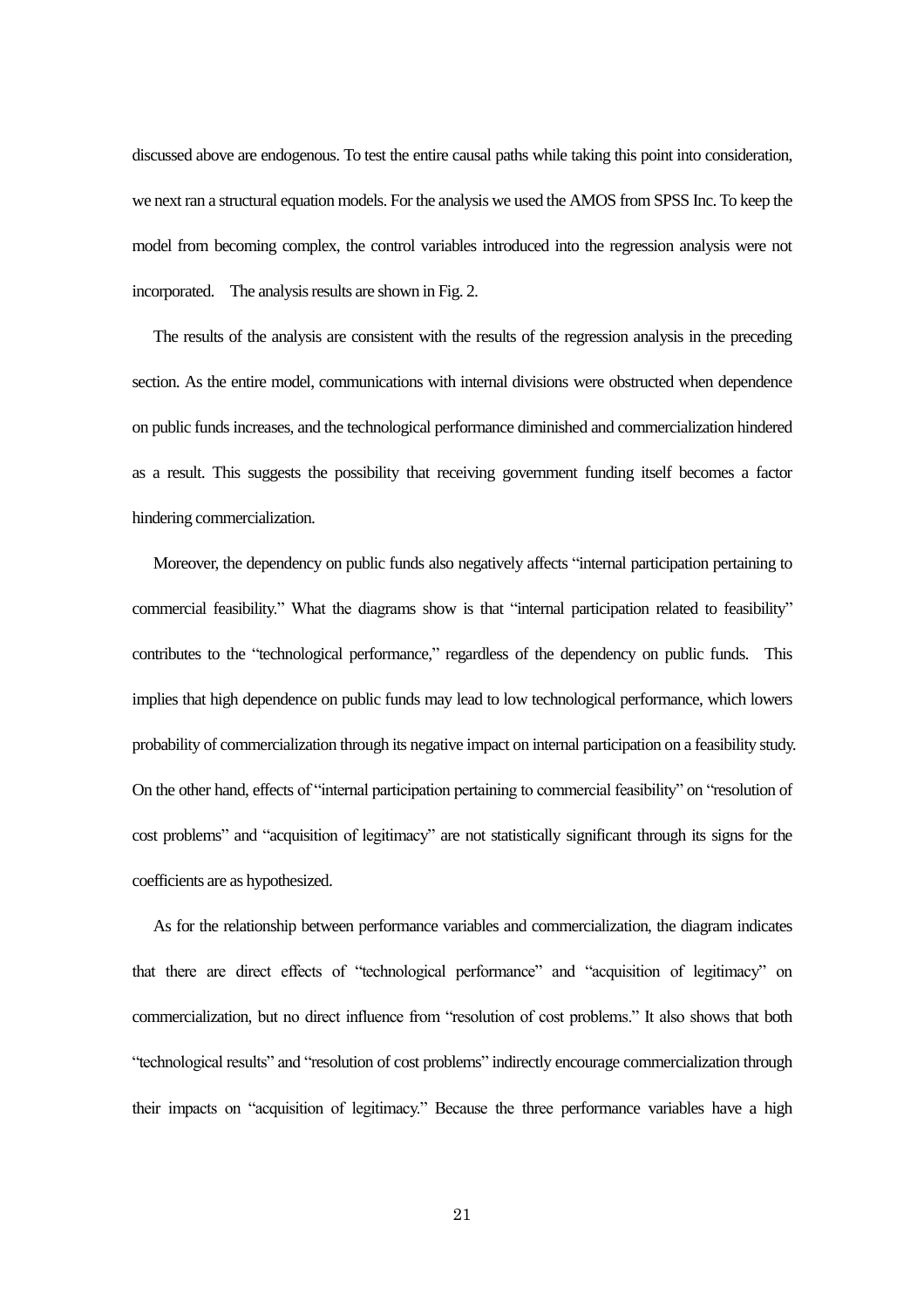discussed above are endogenous. To test the entire causal paths while taking this point into consideration, we next ran a structural equation models. For the analysis we used the AMOS from SPSS Inc. To keep the model from becoming complex, the control variables introduced into the regression analysis were not incorporated. The analysis results are shown in Fig. 2.

The results of the analysis are consistent with the results of the regression analysis in the preceding section. As the entire model, communications with internal divisions were obstructed when dependence on public funds increases, and the technological performance diminished and commercialization hindered as a result. This suggests the possibility that receiving government funding itself becomes a factor hindering commercialization.

Moreover, the dependency on public funds also negatively affects "internal participation pertaining to commercial feasibility." What the diagrams show is that "internal participation related to feasibility" contributes to the "technological performance," regardless of the dependency on public funds. This implies that high dependence on public funds may lead to low technological performance, which lowers probability of commercialization through its negative impact on internal participation on a feasibility study. On the other hand, effects of "internal participation pertaining to commercial feasibility" on "resolution of cost problems" and "acquisition of legitimacy" are not statistically significant through its signs for the coefficients are as hypothesized.

As for the relationship between performance variables and commercialization, the diagram indicates that there are direct effects of "technological performance" and "acquisition of legitimacy" on commercialization, but no direct influence from "resolution of cost problems." It also shows that both "technological results" and "resolution of cost problems" indirectly encourage commercialization through their impacts on "acquisition of legitimacy." Because the three performance variables have a high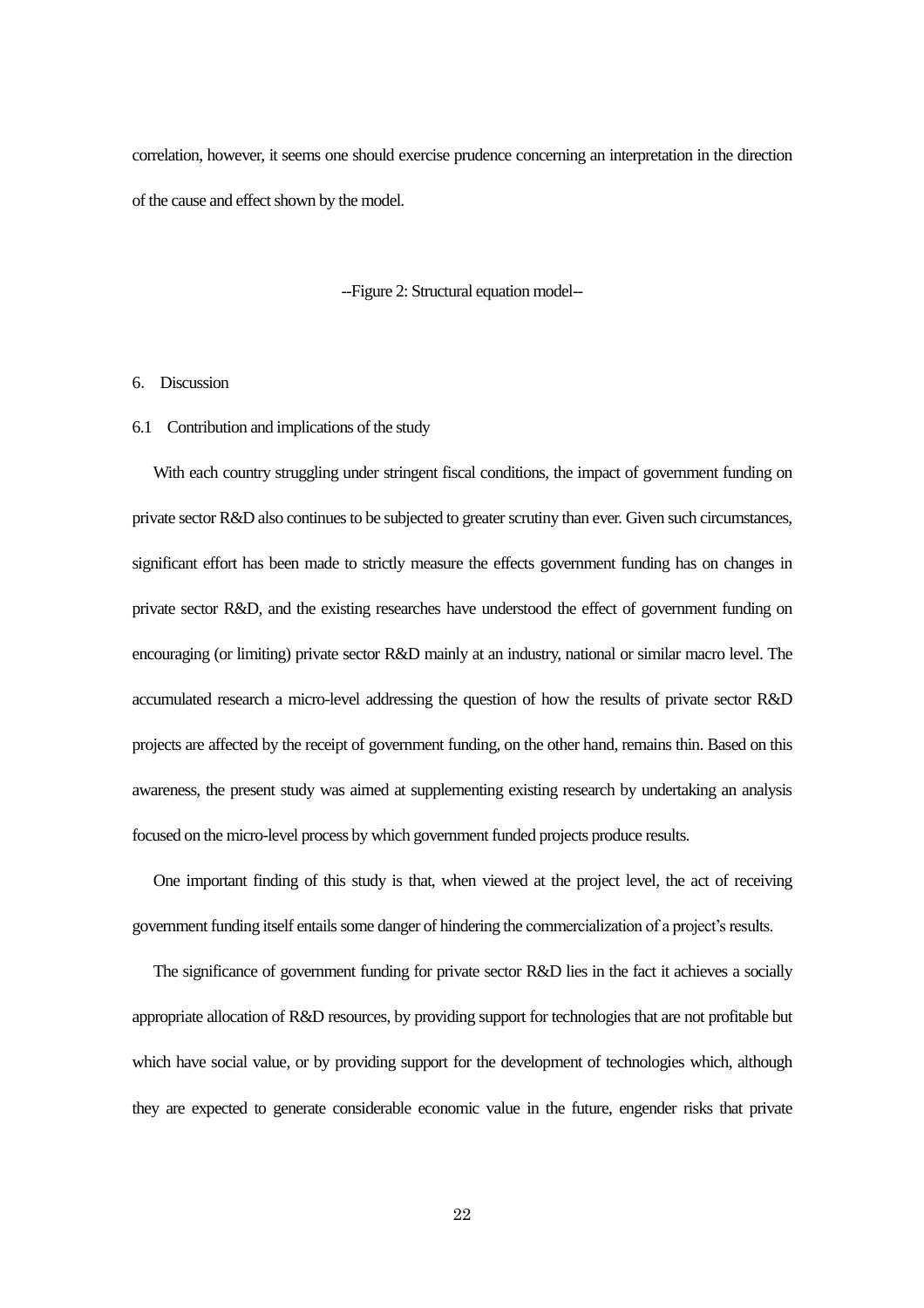correlation, however, it seems one should exercise prudence concerning an interpretation in the direction of the cause and effect shown by the model.

--Figure 2: Structural equation model--

# 6. Discussion

## 6.1 Contribution and implications of the study

With each country struggling under stringent fiscal conditions, the impact of government funding on private sector R&D also continues to be subjected to greater scrutiny than ever. Given such circumstances, significant effort has been made to strictly measure the effects government funding has on changes in private sector R&D, and the existing researches have understood the effect of government funding on encouraging (or limiting) private sector R&D mainly at an industry, national or similar macro level. The accumulated research a micro-level addressing the question of how the results of private sector R&D projects are affected by the receipt of government funding, on the other hand, remains thin. Based on this awareness, the present study was aimed at supplementing existing research by undertaking an analysis focused on the micro-level process by which government funded projects produce results.

One important finding of this study is that, when viewed at the project level, the act of receiving government funding itself entails some danger of hindering the commercialization of a project's results.

The significance of government funding for private sector R&D lies in the fact it achieves a socially appropriate allocation of R&D resources, by providing support for technologies that are not profitable but which have social value, or by providing support for the development of technologies which, although they are expected to generate considerable economic value in the future, engender risks that private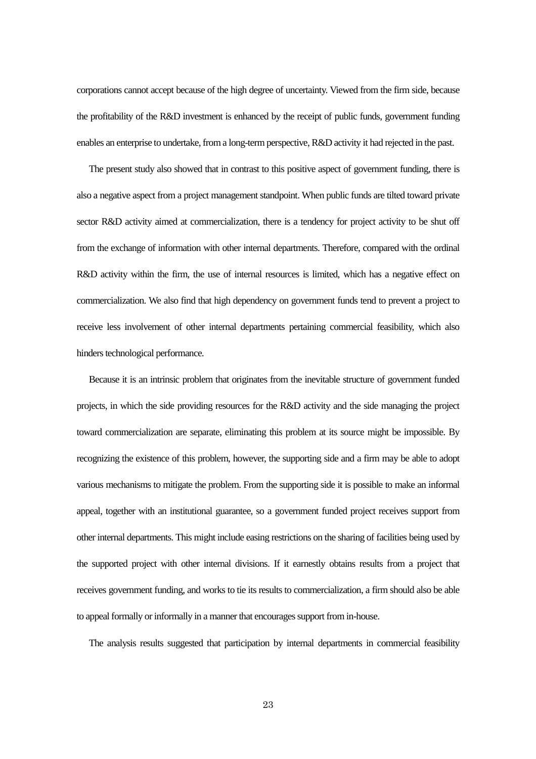corporations cannot accept because of the high degree of uncertainty. Viewed from the firm side, because the profitability of the R&D investment is enhanced by the receipt of public funds, government funding enables an enterprise to undertake, from a long-term perspective, R&D activity it had rejected in the past.

The present study also showed that in contrast to this positive aspect of government funding, there is also a negative aspect from a project management standpoint. When public funds are tilted toward private sector R&D activity aimed at commercialization, there is a tendency for project activity to be shut off from the exchange of information with other internal departments. Therefore, compared with the ordinal R&D activity within the firm, the use of internal resources is limited, which has a negative effect on commercialization. We also find that high dependency on government funds tend to prevent a project to receive less involvement of other internal departments pertaining commercial feasibility, which also hinders technological performance.

Because it is an intrinsic problem that originates from the inevitable structure of government funded projects, in which the side providing resources for the R&D activity and the side managing the project toward commercialization are separate, eliminating this problem at its source might be impossible. By recognizing the existence of this problem, however, the supporting side and a firm may be able to adopt various mechanisms to mitigate the problem. From the supporting side it is possible to make an informal appeal, together with an institutional guarantee, so a government funded project receives support from other internal departments. This might include easing restrictions on the sharing of facilities being used by the supported project with other internal divisions. If it earnestly obtains results from a project that receives government funding, and works to tie its results to commercialization, a firm should also be able to appeal formally or informally in a manner that encourages support from in-house.

The analysis results suggested that participation by internal departments in commercial feasibility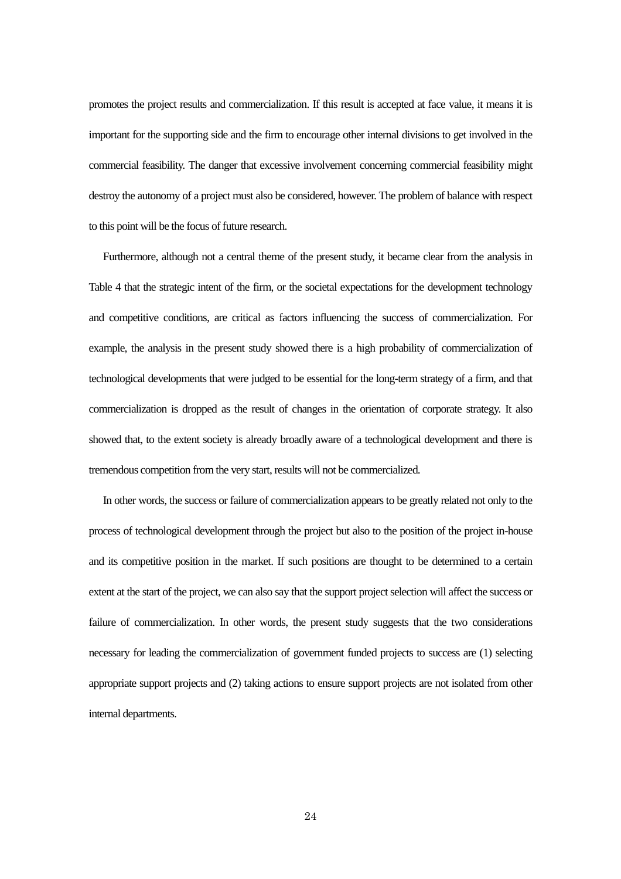promotes the project results and commercialization. If this result is accepted at face value, it means it is important for the supporting side and the firm to encourage other internal divisions to get involved in the commercial feasibility. The danger that excessive involvement concerning commercial feasibility might destroy the autonomy of a project must also be considered, however. The problem of balance with respect to this point will be the focus of future research.

Furthermore, although not a central theme of the present study, it became clear from the analysis in Table 4 that the strategic intent of the firm, or the societal expectations for the development technology and competitive conditions, are critical as factors influencing the success of commercialization. For example, the analysis in the present study showed there is a high probability of commercialization of technological developments that were judged to be essential for the long-term strategy of a firm, and that commercialization is dropped as the result of changes in the orientation of corporate strategy. It also showed that, to the extent society is already broadly aware of a technological development and there is tremendous competition from the very start, results will not be commercialized.

In other words, the success or failure of commercialization appears to be greatly related not only to the process of technological development through the project but also to the position of the project in-house and its competitive position in the market. If such positions are thought to be determined to a certain extent at the start of the project, we can also say that the support project selection will affect the success or failure of commercialization. In other words, the present study suggests that the two considerations necessary for leading the commercialization of government funded projects to success are (1) selecting appropriate support projects and (2) taking actions to ensure support projects are not isolated from other internal departments.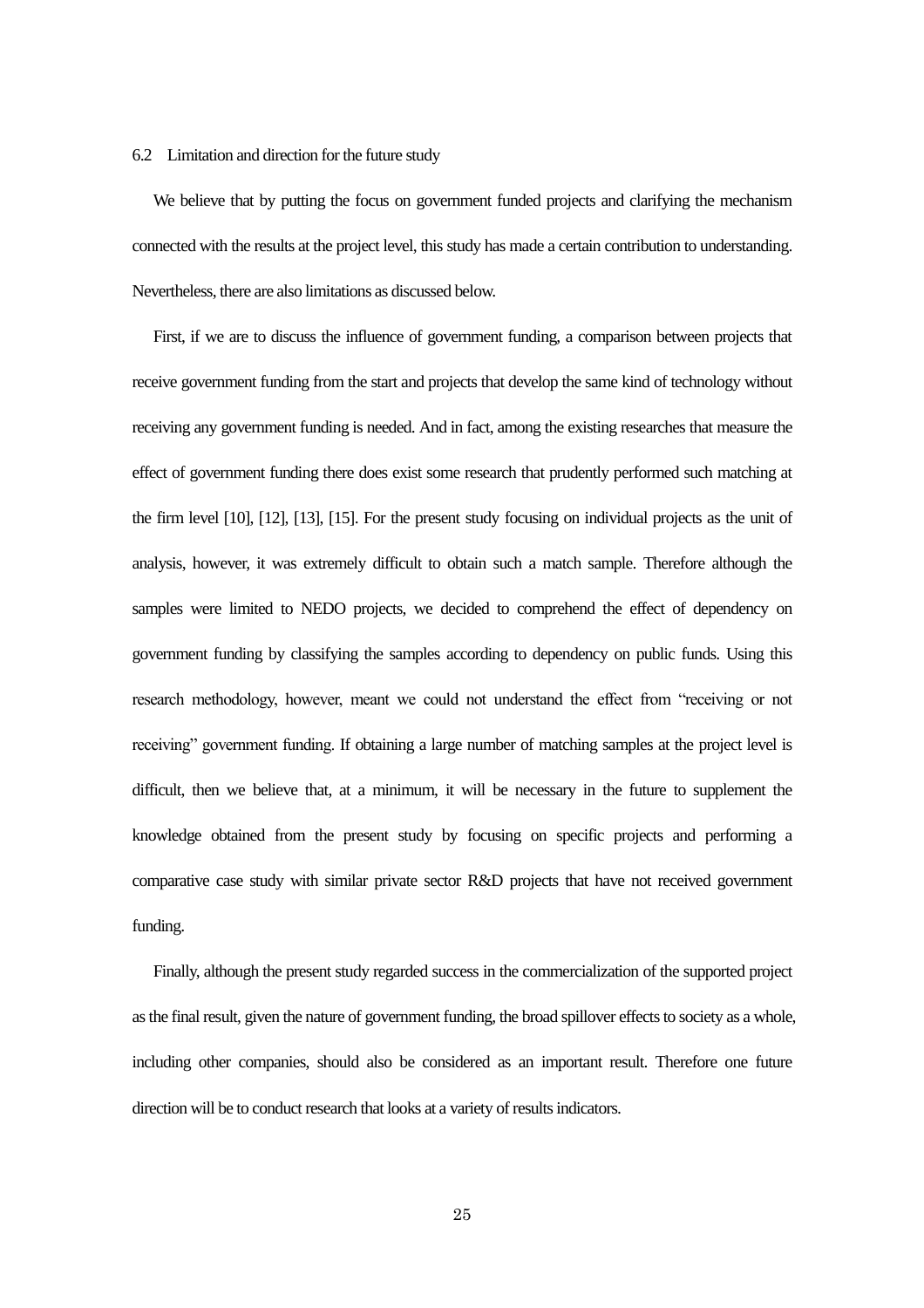### 6.2 Limitation and direction for the future study

We believe that by putting the focus on government funded projects and clarifying the mechanism connected with the results at the project level, this study has made a certain contribution to understanding. Nevertheless, there are also limitations as discussed below.

First, if we are to discuss the influence of government funding, a comparison between projects that receive government funding from the start and projects that develop the same kind of technology without receiving any government funding is needed. And in fact, among the existing researches that measure the effect of government funding there does exist some research that prudently performed such matching at the firm level [10], [12], [13], [15]. For the present study focusing on individual projects as the unit of analysis, however, it was extremely difficult to obtain such a match sample. Therefore although the samples were limited to NEDO projects, we decided to comprehend the effect of dependency on government funding by classifying the samples according to dependency on public funds. Using this research methodology, however, meant we could not understand the effect from "receiving or not receiving" government funding. If obtaining a large number of matching samples at the project level is difficult, then we believe that, at a minimum, it will be necessary in the future to supplement the knowledge obtained from the present study by focusing on specific projects and performing a comparative case study with similar private sector R&D projects that have not received government funding.

Finally, although the present study regarded success in the commercialization of the supported project as the final result, given the nature of government funding, the broad spillover effects to society as a whole, including other companies, should also be considered as an important result. Therefore one future direction will be to conduct research that looks at a variety of results indicators.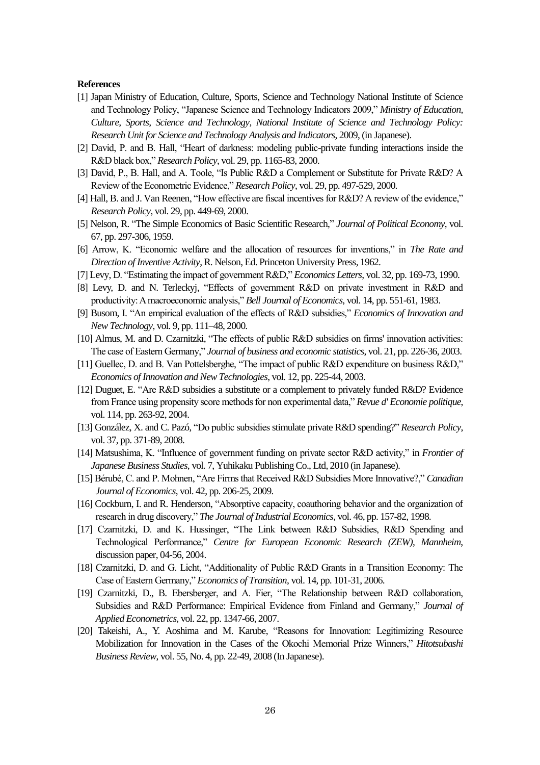**References**

[1] Japan Ministry of Education, Culture, Sports, Science and Technology National Institute of Science and Technology Policy, "Japanese Science and Technology Indicators 2009," *Ministry of Education, Culture, Sports, Science and Technology, National Institute of Science and Technology Policy: Research Unit for Science and Technology Analysis and Indicators*, 2009, (in Japanese).

[2] David, P. and B. Hall, "Heart of darkness: modeling public-private funding interactions inside the R&D black box," *Research Policy*, vol. 29, pp. 1165-83, 2000.

[3] David, P., B. Hall, and A. Toole, "Is Public R&D a Complement or Substitute for Private R&D? A Review of the Econometric Evidence," *Research Policy*, vol. 29, pp. 497-529, 2000.

[4] Hall, B. and J. Van Reenen, "How effective are fiscal incentives for R&D? A review of the evidence," *Research Policy*, vol. 29, pp. 449-69, 2000.

[5] Nelson, R. "The Simple Economics of Basic Scientific Research," *Journal of Political Economy*, vol. 67, pp. 297-306, 1959.

[6] Arrow, K. "Economic welfare and the allocation of resources for inventions," in *The Rate and Direction of Inventive Activity*, R. Nelson, Ed. Princeton University Press, 1962.

[7] Levy, D. "Estimating the impact of government R&D," *Economics Letters*, vol. 32, pp. 169-73, 1990.

[8] Levy, D. and N. Terleckyj, "Effects of government R&D on private investment in R&D and productivity: A macroeconomic analysis," *Bell Journal of Economics*, vol. 14, pp. 551-61, 1983.

[9] Busom, I. "An empirical evaluation of the effects of R&D subsidies," *Economics of Innovation and New Technology*, vol. 9, pp. 111–48, 2000.

[10] Almus, M. and D. Czarnitzki, "The effects of public R&D subsidies on firms' innovation activities: The case of Eastern Germany," *Journal of business and economic statistics*, vol. 21, pp. 226-36, 2003.

[11] Guellec, D. and B. Van Pottelsberghe, "The impact of public R&D expenditure on business R&D," *Economics of Innovation and New Technologies*, vol. 12, pp. 225-44, 2003.

[12] Duguet, E. "Are R&D subsidies a substitute or a complement to privately funded R&D? Evidence from France using propensity score methods for non experimental data," *Revue d' Economie politique*, vol. 114, pp. 263-92, 2004.

[13] González, X. and C. Pazó, "Do public subsidies stimulate private R&D spending?" *Research Policy*, vol. 37, pp. 371-89, 2008.

[14] Matsushima, K. "Influence of government funding on private sector R&D activity," in *Frontier of Japanese Business Studies*, vol. 7, Yuhikaku Publishing Co., Ltd, 2010 (in Japanese).

[15] Bérubé, C. and P. Mohnen, "Are Firms that Received R&D Subsidies More Innovative?," *Canadian Journal of Economics*, vol. 42, pp. 206-25, 2009.

[16] Cockburn, I. and R. Henderson, "Absorptive capacity, coauthoring behavior and the organization of research in drug discovery," *The Journal of Industrial Economics*, vol. 46, pp. 157-82, 1998.

[17] Czarnitzki, D. and K. Hussinger, "The Link between R&D Subsidies, R&D Spending and Technological Performance," *Centre for European Economic Research (ZEW), Mannheim*, discussion paper, 04-56, 2004.

[18] Czarnitzki, D. and G. Licht, "Additionality of Public R&D Grants in a Transition Economy: The Case of Eastern Germany," *Economics of Transition*, vol. 14, pp. 101-31, 2006.

[19] Czarnitzki, D., B. Ebersberger, and A. Fier, "The Relationship between R&D collaboration, Subsidies and R&D Performance: Empirical Evidence from Finland and Germany," *Journal of Applied Econometrics*, vol. 22, pp. 1347-66, 2007.

[20] Takeishi, A., Y. Aoshima and M. Karube, "Reasons for Innovation: Legitimizing Resource Mobilization for Innovation in the Cases of the Okochi Memorial Prize Winners," *Hitotsubashi Business Review*, vol. 55, No. 4, pp. 22-49, 2008 (In Japanese).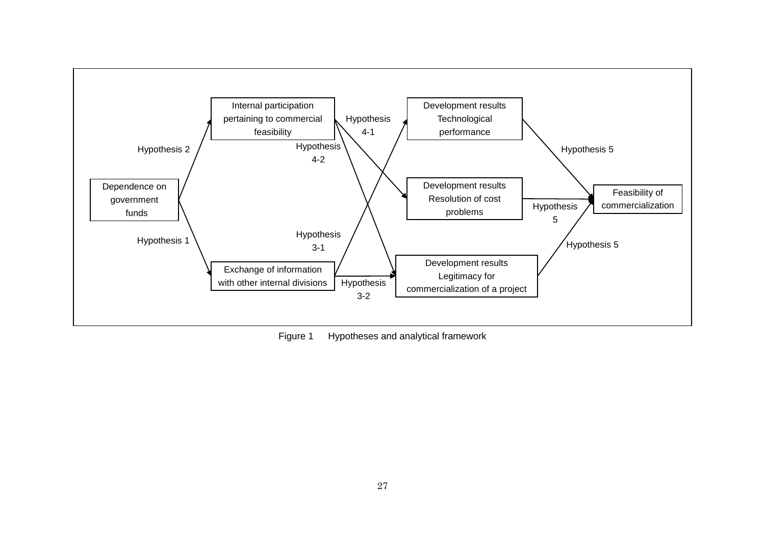Internal participation pertaining to commercial feasibility

Development results Technological performance

Dependence on government funds

Development results Resolution of cost problems

Feasibility of commercialization

Exchange of information with other internal divisions

Development results Legitimacy for commercialization of a project

Hypothesis 1

Hypothesis 2

Hypothesis 3-1

Hypothesis 3-2

Hypothesis 4-1

Hypothesis 4-2

Hypothesis 5

Figure 1 Hypotheses and analytical framework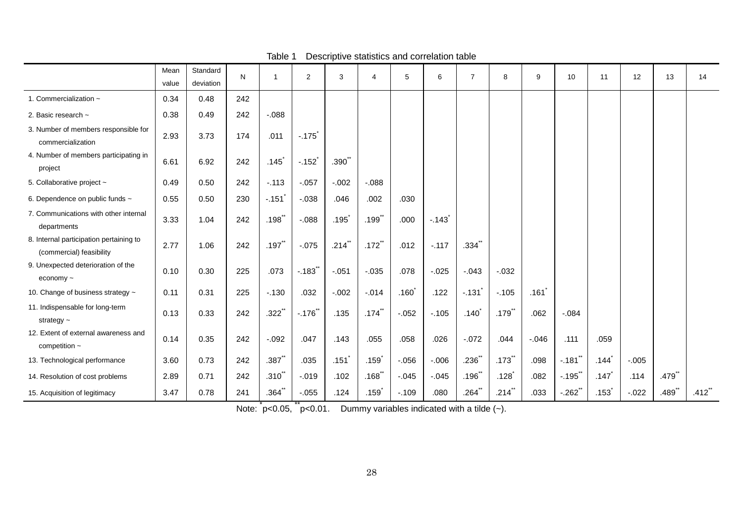Table 1 Descriptive statistics and correlation table

| | Mean value | Standard deviation | N | 1 | 2 | 3 | 4 | 5 | 6 | 7 | 8 | 9 | 10 | 11 | 12 | 13 | 14 |
|---|---|---|---|---|---|---|---|---|---|---|---|---|---|---|---|---|---|
| 1. Commercialization ~ | 0.34 | 0.48 | 242 | | | | | | | | | | | | | | |
| 2. Basic research ~ | 0.38 | 0.49 | 242 | -.088 | | | | | | | | | | | | | |
| 3. Number of members responsible for commercialization | 2.93 | 3.73 | 174 | .011 | -.175* | | | | | | | | | | | | |
| 4. Number of members participating in project | 6.61 | 6.92 | 242 | .145* | -.152* | .390** | | | | | | | | | | | |
| 5. Collaborative project ~ | 0.49 | 0.50 | 242 | -.113 | -.057 | -.002 | -.088 | | | | | | | | | | |
| 6. Dependence on public funds ~ | 0.55 | 0.50 | 230 | -.151* | -.038 | .046 | .002 | .030 | | | | | | | | | |
| 7. Communications with other internal departments | 3.33 | 1.04 | 242 | .198** | -.088 | .195* | .199** | .000 | -.143* | | | | | | | | |
| 8. Internal participation pertaining to (commercial) feasibility | 2.77 | 1.06 | 242 | .197** | -.075 | .214** | .172** | .012 | -.117 | .334** | | | | | | | |
| 9. Unexpected deterioration of the economy ~ | 0.10 | 0.30 | 225 | .073 | -.183** | -.051 | -.035 | .078 | -.025 | -.043 | -.032 | | | | | | |
| 10. Change of business strategy ~ | 0.11 | 0.31 | 225 | -.130 | .032 | -.002 | -.014 | .160* | .122 | -.131* | -.105 | .161* | | | | | |
| 11. Indispensable for long-term strategy ~ | 0.13 | 0.33 | 242 | .322** | -.176** | .135 | .174** | -.052 | -.105 | .140* | .179** | .062 | -.084 | | | | |
| 12. Extent of external awareness and competition ~ | 0.14 | 0.35 | 242 | -.092 | .047 | .143 | .055 | .058 | .026 | -.072 | .044 | -.046 | .111 | .059 | | | |
| 13. Technological performance | 3.60 | 0.73 | 242 | .387** | .035 | .151* | .159* | -.056 | -.006 | .236** | .173** | .098 | -.181** | .144* | -.005 | | |
| 14. Resolution of cost problems | 2.89 | 0.71 | 242 | .310** | -.019 | .102 | .168** | -.045 | -.045 | .196** | .128* | .082 | -.195** | .147* | .114 | .479** | |
| 15. Acquisition of legitimacy | 3.47 | 0.78 | 241 | .364** | -.055 | .124 | .159* | -.109 | .080 | .264** | .214** | .033 | -.262** | .153* | -.022 | .489** | .412** |

Note: * $p<0.05$, ** $p<0.01$. Dummy variables indicated with a tilde (~).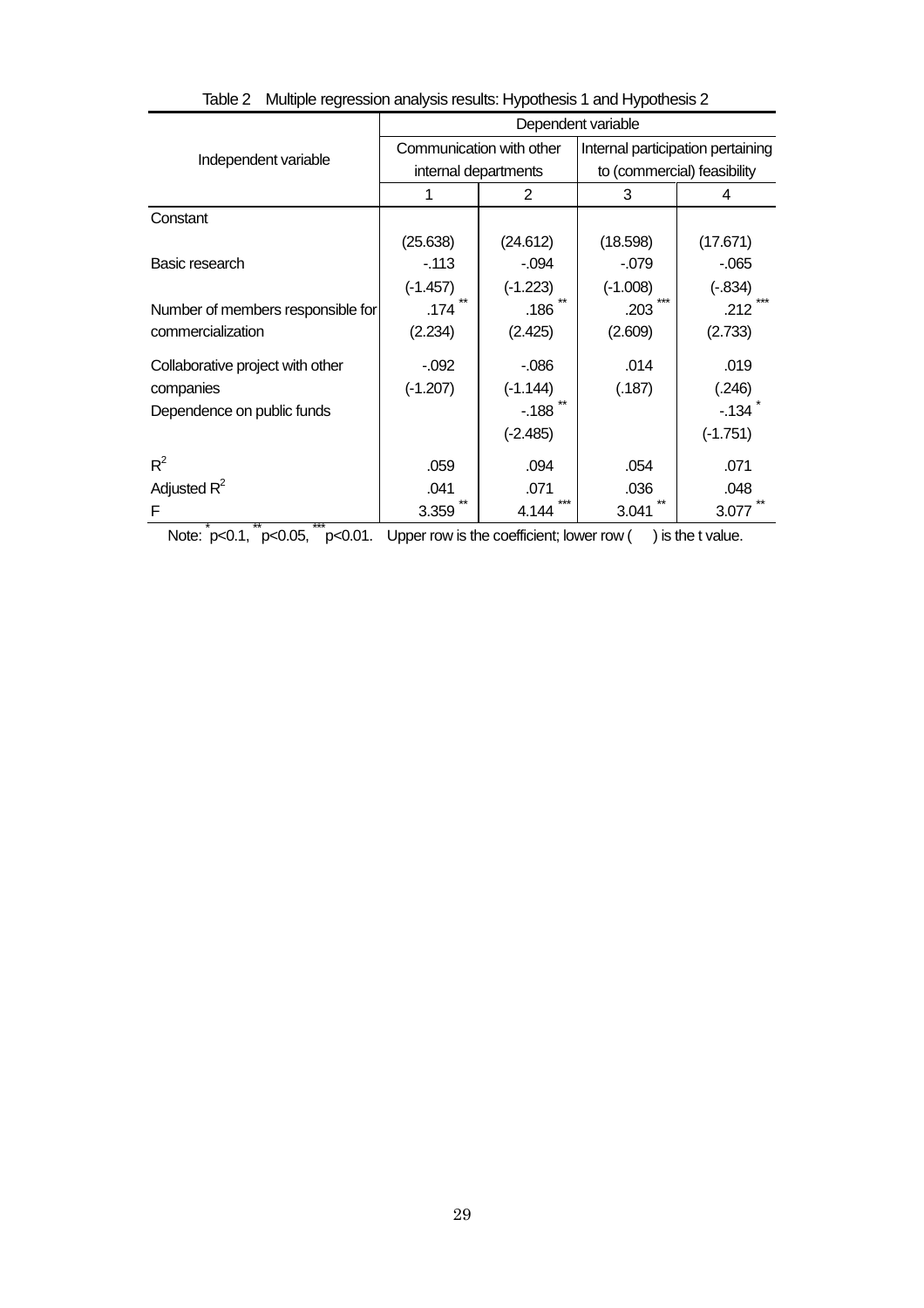Table 2 Multiple regression analysis results: Hypothesis 1 and Hypothesis 2

| Independent variable | Dependent variable | | | |
|---|---|---|---|---|
| | Communication with other internal departments | | Internal participation pertaining to (commercial) feasibility | |
| | 1 | 2 | 3 | 4 |
| Constant | | | | |
| | (25.638) | (24.612) | (18.598) | (17.671) |
| Basic research | -.113 | -.094 | -.079 | -.065 |
| | (-1.457) | (-1.223) | (-1.008) | (-.834) |
| Number of members responsible for commercialization | .174 ** | .186 ** | .203 *** | .212 *** |
| | (2.234) | (2.425) | (2.609) | (2.733) |
| Collaborative project with other companies | -.092 | -.086 | .014 | .019 |
| | (-1.207) | (-1.144) | (.187) | (.246) |
| Dependence on public funds | | -.188 ** | | -.134 * |
| | | (-2.485) | | (-1.751) |
| $R^2$ | .059 | .094 | .054 | .071 |
| Adjusted $R^2$ | .041 | .071 | .036 | .048 |
| F | 3.359 ** | 4.144 *** | 3.041 ** | 3.077 ** |

Note: * $p<0.1$, ** $p<0.05$, *** $p<0.01$. Upper row is the coefficient; lower row ( ) is the t value.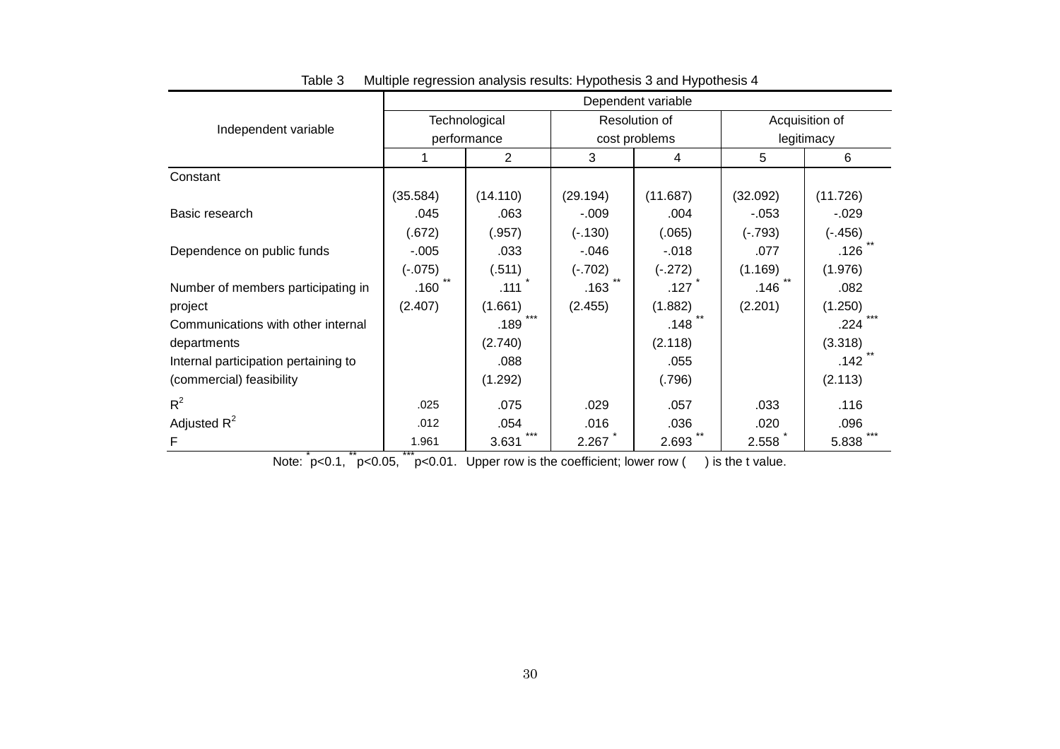Table 3 Multiple regression analysis results: Hypothesis 3 and Hypothesis 4

| Independent variable | Dependent variable | | | | | |
|---|---|---|---|---|---|---|
| | Technological performance | | Resolution of cost problems | | Acquisition of legitimacy | |
| | 1 | 2 | 3 | 4 | 5 | 6 |
| Constant | | | | | | |
| | (35.584) | (14.110) | (29.194) | (11.687) | (32.092) | (11.726) |
| Basic research | .045 | .063 | -.009 | .004 | -.053 | -.029 |
| | (.672) | (.957) | (-.130) | (.065) | (-.793) | (-.456) |
| Dependence on public funds | -.005 | .033 | -.046 | -.018 | .077 | .126 ** |
| | (-.075) | (.511) | (-.702) | (-.272) | (1.169) | (1.976) |
| Number of members participating in project | .160 ** | .111 * | .163 ** | .127 * | .146 ** | .082 |
| | (2.407) | (1.661) | (2.455) | (1.882) | (2.201) | (1.250) |
| Communications with other internal departments | | .189 *** | | .148 ** | | .224 *** |
| | | (2.740) | | (2.118) | | (3.318) |
| Internal participation pertaining to (commercial) feasibility | | .088 | | .055 | | .142 ** |
| | | (1.292) | | (.796) | | (2.113) |
| $R^2$ | .025 | .075 | .029 | .057 | .033 | .116 |
| Adjusted $R^2$ | .012 | .054 | .016 | .036 | .020 | .096 |
| F | 1.961 | 3.631 *** | 2.267 * | 2.693 ** | 2.558 * | 5.838 *** |

Note: * $p<0.1$, ** $p<0.05$, *** $p<0.01$. Upper row is the coefficient; lower row ( ) is the t value.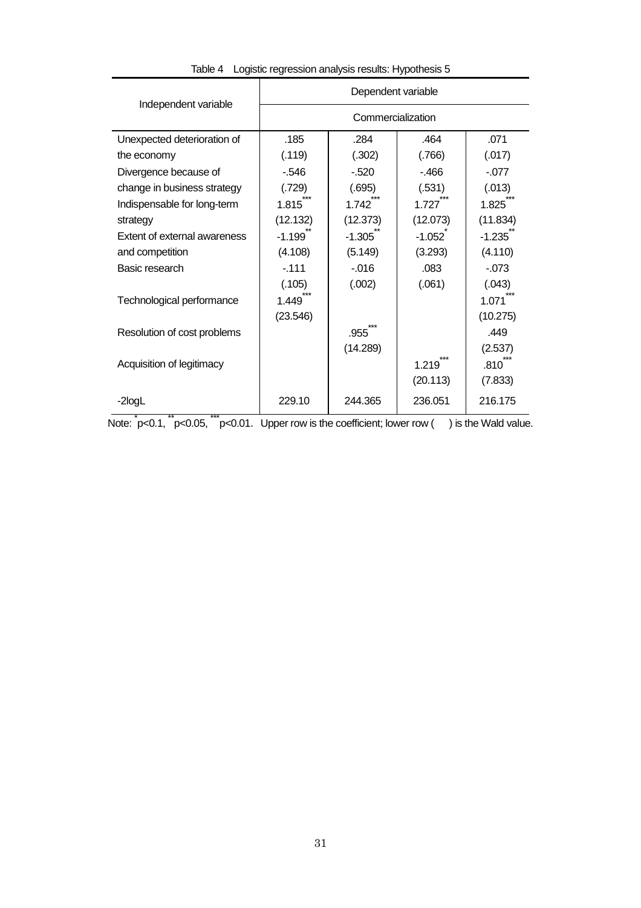Table 4 Logistic regression analysis results: Hypothesis 5

| Independent variable | Dependent variable | | | |
|---|---|---|---|---|
| | Commercialization | | | |
| Unexpected deterioration of the economy | .185<br>(.119) | .284<br>(.302) | .464<br>(.766) | .071<br>(.017) |
| Divergence because of change in business strategy | -.546<br>(.729) | -.520<br>(.695) | -.466<br>(.531) | -.077<br>(.013) |
| Indispensable for long-term strategy | 1.815***<br>(12.132) | 1.742***<br>(12.373) | 1.727***<br>(12.073) | 1.825***<br>(11.834) |
| Extent of external awareness and competition | -1.199**<br>(4.108) | -1.305**<br>(5.149) | -1.052*<br>(3.293) | -1.235**<br>(4.110) |
| Basic research | -.111<br>(.105) | -.016<br>(.002) | .083<br>(.061) | -.073<br>(.043) |
| Technological performance | 1.449***<br>(23.546) | | | 1.071***<br>(10.275) |
| Resolution of cost problems | | .955***<br>(14.289) | | .449<br>(2.537) |
| Acquisition of legitimacy | | | 1.219***<br>(20.113) | .810***<br>(7.833) |
| -2logL | 229.10 | 244.365 | 236.051 | 216.175 |

Note: * $p<0.1$, ** $p<0.05$, *** $p<0.01$. Upper row is the coefficient; lower row ( ) is the Wald value.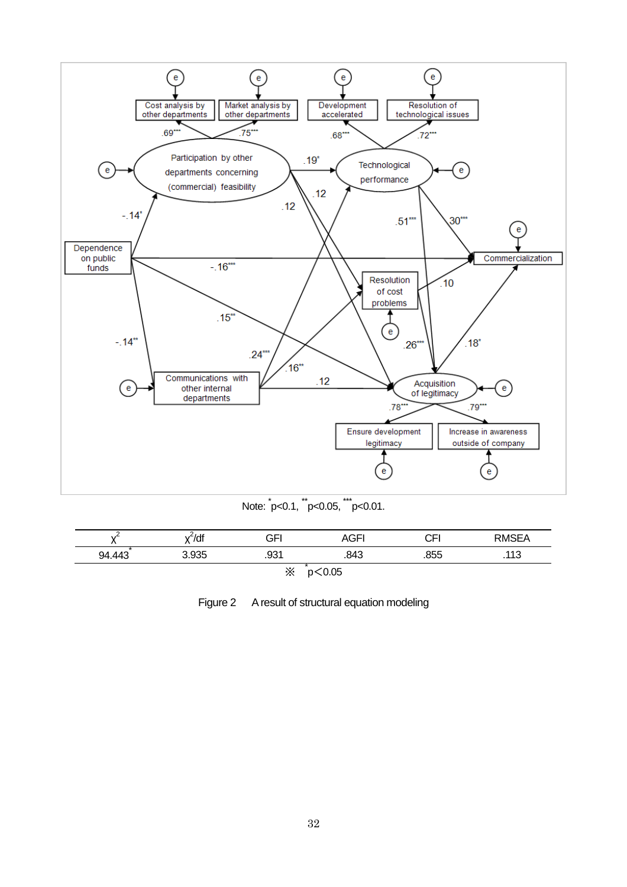e

Cost analysis by other departments

Market analysis by other departments

Development accelerated

Resolution of technological issues

.69***

.75***

.68***

.72***

Participation by other departments concerning (commercial) feasibility

.19*

Technological performance

e

e

.12

.12

-.14*

.51***

30***

e

Dependence on public funds

-.16***

Commercialization

Resolution of cost problems

.10

.15**

e

-.14**

.24***

.26***

.18*

.16**

e

Communications with other internal departments

.12

Acquisition of legitimacy

e

.78***

.79***

Ensure development legitimacy

Increase in awareness outside of company

e

e

Note: * p<0.1, ** p<0.05, *** p<0.01.

| $\chi^2$ | $\chi^2/df$ | GFI | AGFI | CFI | RMSEA |
|---|---|---|---|---|---|
| 94.443* | 3.935 | .931 | .843 | .855 | .113 |

※ * p＜0.05

Figure 2　A result of structural equation modeling